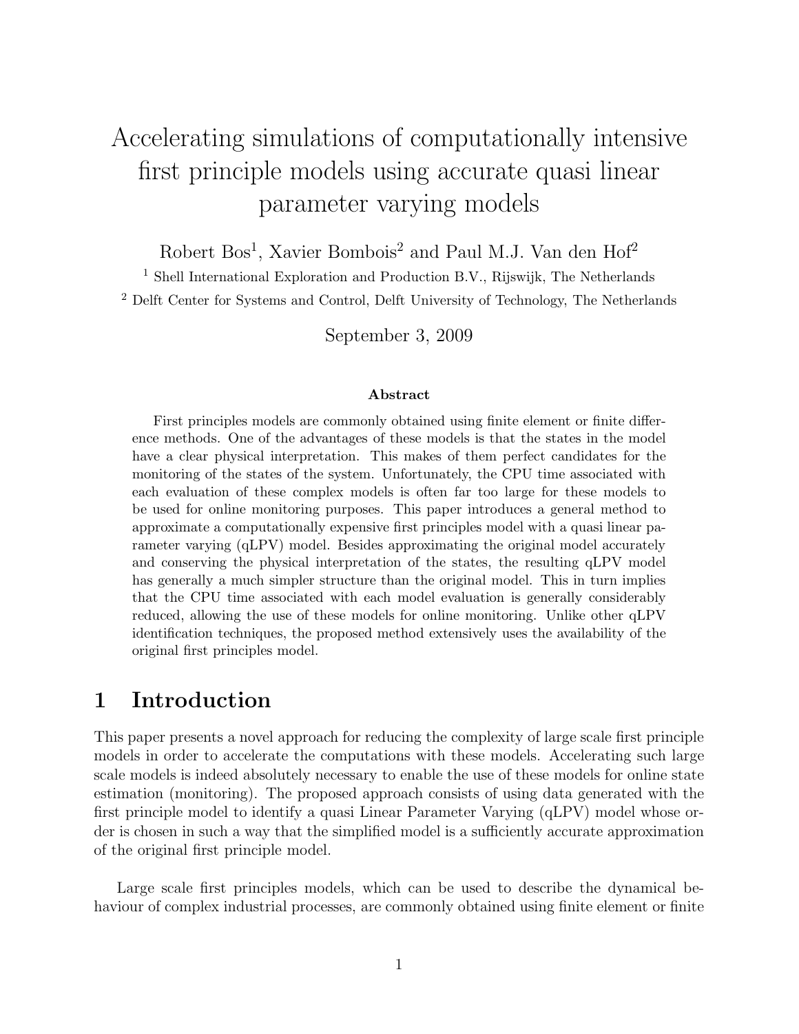# Accelerating simulations of computationally intensive first principle models using accurate quasi linear parameter varying models

Robert Bos[1], Xavier Bombois[2] and Paul M.J. Van den Hof[2]

[1] Shell International Exploration and Production B.V., Rijswijk, The Netherlands

[2] Delft Center for Systems and Control, Delft University of Technology, The Netherlands

September 3, 2009

### Abstract

First principles models are commonly obtained using finite element or finite difference methods. One of the advantages of these models is that the states in the model have a clear physical interpretation. This makes of them perfect candidates for the monitoring of the states of the system. Unfortunately, the CPU time associated with each evaluation of these complex models is often far too large for these models to be used for online monitoring purposes. This paper introduces a general method to approximate a computationally expensive first principles model with a quasi linear parameter varying (qLPV) model. Besides approximating the original model accurately and conserving the physical interpretation of the states, the resulting qLPV model has generally a much simpler structure than the original model. This in turn implies that the CPU time associated with each model evaluation is generally considerably reduced, allowing the use of these models for online monitoring. Unlike other qLPV identification techniques, the proposed method extensively uses the availability of the original first principles model.

## 1 Introduction

This paper presents a novel approach for reducing the complexity of large scale first principle models in order to accelerate the computations with these models. Accelerating such large scale models is indeed absolutely necessary to enable the use of these models for online state estimation (monitoring). The proposed approach consists of using data generated with the first principle model to identify a quasi Linear Parameter Varying (qLPV) model whose order is chosen in such a way that the simplified model is a sufficiently accurate approximation of the original first principle model.

Large scale first principles models, which can be used to describe the dynamical behaviour of complex industrial processes, are commonly obtained using finite element or finite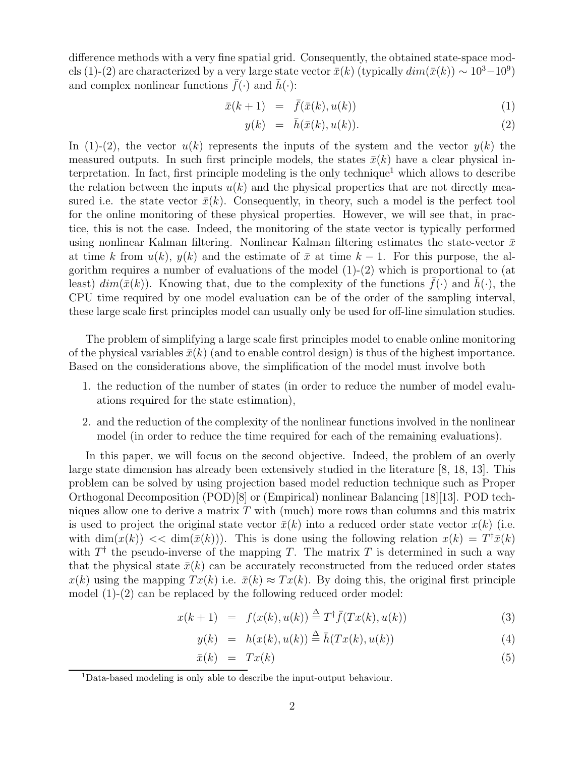difference methods with a very fine spatial grid. Consequently, the obtained state-space models (1)-(2) are characterized by a very large state vector $\bar{x}(k)$ (typically $dim(\bar{x}(k)) \sim 10^3 - 10^9$) and complex nonlinear functions $\bar{f}(\cdot)$ and $\bar{h}(\cdot)$:

$$\bar{x}(k+1) = \bar{f}(\bar{x}(k), u(k)) \tag{1}$$

$$y(k) = \bar{h}(\bar{x}(k), u(k)). \tag{2}$$

In (1)-(2), the vector $u(k)$ represents the inputs of the system and the vector $y(k)$ the measured outputs. In such first principle models, the states $\bar{x}(k)$ have a clear physical interpretation. In fact, first principle modeling is the only technique[1] which allows to describe the relation between the inputs $u(k)$ and the physical properties that are not directly measured i.e. the state vector $\bar{x}(k)$. Consequently, in theory, such a model is the perfect tool for the online monitoring of these physical properties. However, we will see that, in practice, this is not the case. Indeed, the monitoring of the state vector is typically performed using nonlinear Kalman filtering. Nonlinear Kalman filtering estimates the state-vector $\bar{x}$ at time $k$ from $u(k)$, $y(k)$ and the estimate of $\bar{x}$ at time $k-1$. For this purpose, the algorithm requires a number of evaluations of the model (1)-(2) which is proportional to (at least) $dim(\bar{x}(k))$. Knowing that, due to the complexity of the functions $\bar{f}(\cdot)$ and $\bar{h}(\cdot)$, the CPU time required by one model evaluation can be of the order of the sampling interval, these large scale first principles model can usually only be used for off-line simulation studies.

The problem of simplifying a large scale first principles model to enable online monitoring of the physical variables $\bar{x}(k)$ (and to enable control design) is thus of the highest importance. Based on the considerations above, the simplification of the model must involve both

1. the reduction of the number of states (in order to reduce the number of model evaluations required for the state estimation),
2. and the reduction of the complexity of the nonlinear functions involved in the nonlinear model (in order to reduce the time required for each of the remaining evaluations).

In this paper, we will focus on the second objective. Indeed, the problem of an overly large state dimension has already been extensively studied in the literature [8, 18, 13]. This problem can be solved by using projection based model reduction technique such as Proper Orthogonal Decomposition (POD)[8] or (Empirical) nonlinear Balancing [18][13]. POD techniques allow one to derive a matrix $T$ with (much) more rows than columns and this matrix is used to project the original state vector $\bar{x}(k)$ into a reduced order state vector $x(k)$ (i.e. with $\dim(x(k)) << \dim(\bar{x}(k))$). This is done using the following relation $x(k) = T^{\dagger}\bar{x}(k)$ with $T^{\dagger}$ the pseudo-inverse of the mapping $T$. The matrix $T$ is determined in such a way that the physical state $\bar{x}(k)$ can be accurately reconstructed from the reduced order states $x(k)$ using the mapping $Tx(k)$ i.e. $\bar{x}(k) \approx Tx(k)$. By doing this, the original first principle model (1)-(2) can be replaced by the following reduced order model:

$$x(k+1) = f(x(k), u(k)) \stackrel{\Delta}{=} T^{\dagger}\bar{f}(Tx(k), u(k)) \tag{3}$$

$$y(k) = h(x(k), u(k)) \stackrel{\Delta}{=} \bar{h}(Tx(k), u(k)) \tag{4}$$

$$\bar{x}(k) = Tx(k) \tag{5}$$

[1] Data-based modeling is only able to describe the input-output behaviour.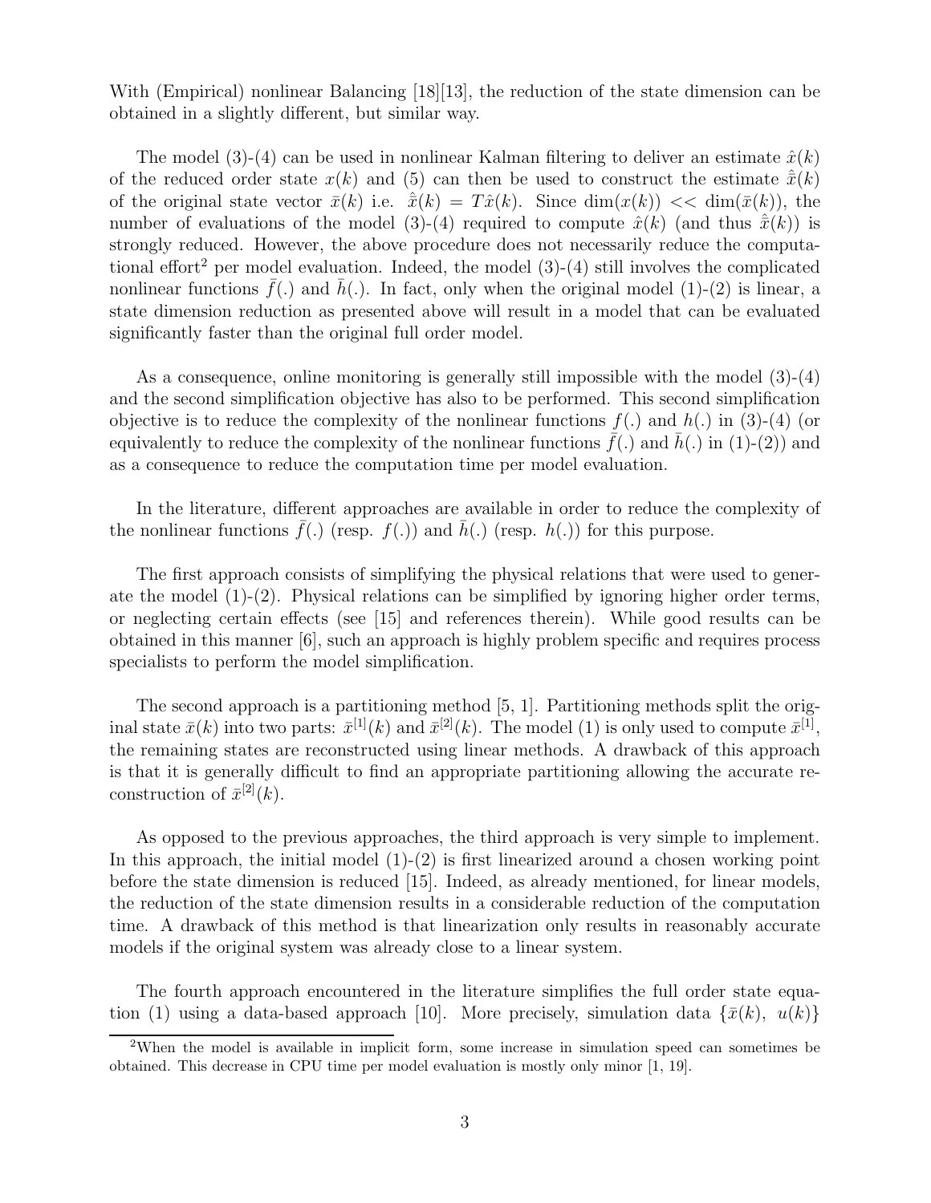With (Empirical) nonlinear Balancing [18][13], the reduction of the state dimension can be obtained in a slightly different, but similar way.

The model (3)-(4) can be used in nonlinear Kalman filtering to deliver an estimate $\hat{x}(k)$ of the reduced order state $x(k)$ and (5) can then be used to construct the estimate $\hat{\bar{x}}(k)$ of the original state vector $\bar{x}(k)$ i.e. $\hat{\bar{x}}(k) = T\hat{x}(k)$. Since $\dim(x(k)) << \dim(\bar{x}(k))$, the number of evaluations of the model (3)-(4) required to compute $\hat{x}(k)$ (and thus $\hat{\bar{x}}(k)$) is strongly reduced. However, the above procedure does not necessarily reduce the computational effort[2] per model evaluation. Indeed, the model (3)-(4) still involves the complicated nonlinear functions $\bar{f}(.)$ and $\bar{h}(.)$. In fact, only when the original model (1)-(2) is linear, a state dimension reduction as presented above will result in a model that can be evaluated significantly faster than the original full order model.

As a consequence, online monitoring is generally still impossible with the model (3)-(4) and the second simplification objective has also to be performed. This second simplification objective is to reduce the complexity of the nonlinear functions $f(.)$ and $h(.)$ in (3)-(4) (or equivalently to reduce the complexity of the nonlinear functions $\bar{f}(.)$ and $\bar{h}(.)$ in (1)-(2)) and as a consequence to reduce the computation time per model evaluation.

In the literature, different approaches are available in order to reduce the complexity of the nonlinear functions $\bar{f}(.)$ (resp. $f(.)$) and $\bar{h}(.)$ (resp. $h(.)$) for this purpose.

The first approach consists of simplifying the physical relations that were used to generate the model (1)-(2). Physical relations can be simplified by ignoring higher order terms, or neglecting certain effects (see [15] and references therein). While good results can be obtained in this manner [6], such an approach is highly problem specific and requires process specialists to perform the model simplification.

The second approach is a partitioning method [5, 1]. Partitioning methods split the original state $\bar{x}(k)$ into two parts: $\bar{x}^{[1]}(k)$ and $\bar{x}^{[2]}(k)$. The model (1) is only used to compute $\bar{x}^{[1]}$, the remaining states are reconstructed using linear methods. A drawback of this approach is that it is generally difficult to find an appropriate partitioning allowing the accurate reconstruction of $\bar{x}^{[2]}(k)$.

As opposed to the previous approaches, the third approach is very simple to implement. In this approach, the initial model (1)-(2) is first linearized around a chosen working point before the state dimension is reduced [15]. Indeed, as already mentioned, for linear models, the reduction of the state dimension results in a considerable reduction of the computation time. A drawback of this method is that linearization only results in reasonably accurate models if the original system was already close to a linear system.

The fourth approach encountered in the literature simplifies the full order state equation (1) using a data-based approach [10]. More precisely, simulation data $\{\bar{x}(k),\ u(k)\}$

[2]When the model is available in implicit form, some increase in simulation speed can sometimes be obtained. This decrease in CPU time per model evaluation is mostly only minor [1, 19].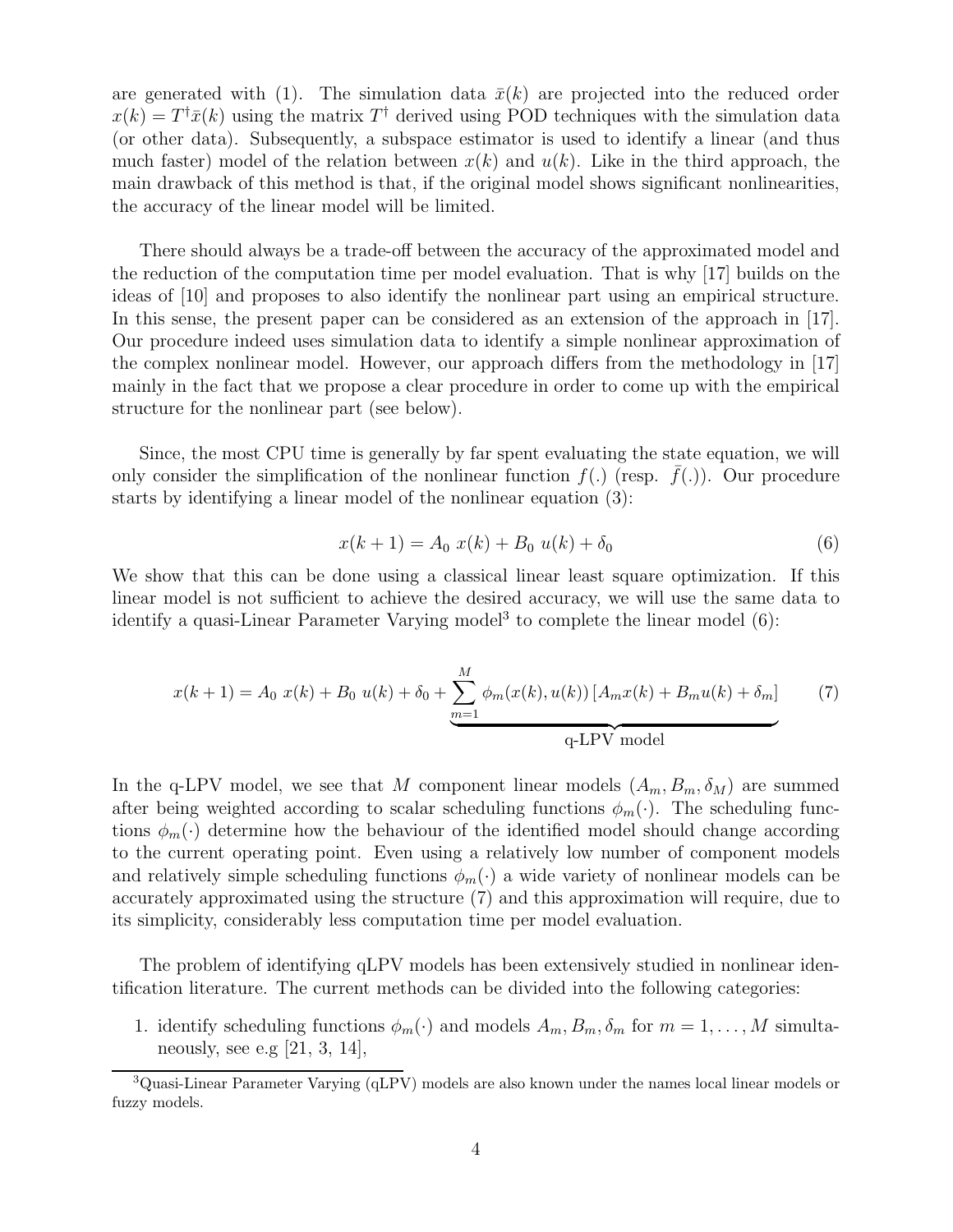are generated with (1). The simulation data $\bar{x}(k)$ are projected into the reduced order $x(k) = T^{\dagger}\bar{x}(k)$ using the matrix $T^{\dagger}$ derived using POD techniques with the simulation data (or other data). Subsequently, a subspace estimator is used to identify a linear (and thus much faster) model of the relation between $x(k)$ and $u(k)$. Like in the third approach, the main drawback of this method is that, if the original model shows significant nonlinearities, the accuracy of the linear model will be limited.

There should always be a trade-off between the accuracy of the approximated model and the reduction of the computation time per model evaluation. That is why [17] builds on the ideas of [10] and proposes to also identify the nonlinear part using an empirical structure. In this sense, the present paper can be considered as an extension of the approach in [17]. Our procedure indeed uses simulation data to identify a simple nonlinear approximation of the complex nonlinear model. However, our approach differs from the methodology in [17] mainly in the fact that we propose a clear procedure in order to come up with the empirical structure for the nonlinear part (see below).

Since, the most CPU time is generally by far spent evaluating the state equation, we will only consider the simplification of the nonlinear function $f(.)$ (resp. $\bar{f}(.)$). Our procedure starts by identifying a linear model of the nonlinear equation (3):

$$x(k+1) = A_0\ x(k) + B_0\ u(k) + \delta_0 \tag{6}$$

We show that this can be done using a classical linear least square optimization. If this linear model is not sufficient to achieve the desired accuracy, we will use the same data to identify a quasi-Linear Parameter Varying model[3] to complete the linear model (6):

$$x(k+1) = A_0\ x(k) + B_0\ u(k) + \delta_0 + \underbrace{\sum_{m=1}^{M} \phi_m(x(k), u(k))\,[A_m x(k) + B_m u(k) + \delta_m]}_{\text{q-LPV model}} \tag{7}$$

In the q-LPV model, we see that $M$ component linear models $(A_m, B_m, \delta_M)$ are summed after being weighted according to scalar scheduling functions $\phi_m(\cdot)$. The scheduling functions $\phi_m(\cdot)$ determine how the behaviour of the identified model should change according to the current operating point. Even using a relatively low number of component models and relatively simple scheduling functions $\phi_m(\cdot)$ a wide variety of nonlinear models can be accurately approximated using the structure (7) and this approximation will require, due to its simplicity, considerably less computation time per model evaluation.

The problem of identifying qLPV models has been extensively studied in nonlinear identification literature. The current methods can be divided into the following categories:

1. identify scheduling functions $\phi_m(\cdot)$ and models $A_m, B_m, \delta_m$ for $m = 1, \ldots, M$ simultaneously, see e.g [21, 3, 14],

[3] Quasi-Linear Parameter Varying (qLPV) models are also known under the names local linear models or fuzzy models.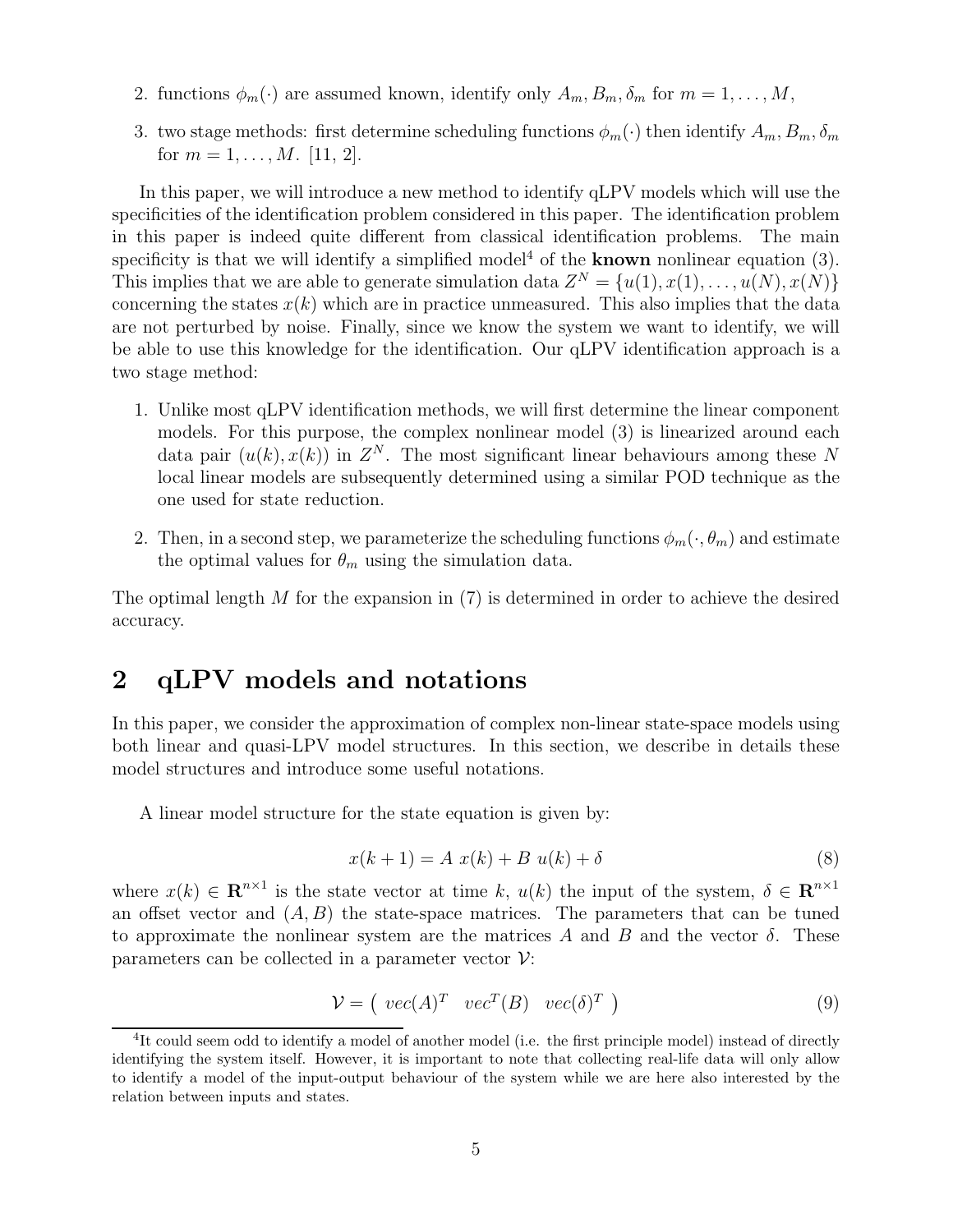2. functions $\phi_m(\cdot)$ are assumed known, identify only $A_m, B_m, \delta_m$ for $m = 1, \ldots, M$,
3. two stage methods: first determine scheduling functions $\phi_m(\cdot)$ then identify $A_m, B_m, \delta_m$ for $m = 1, \ldots, M$. [11, 2].

In this paper, we will introduce a new method to identify qLPV models which will use the specificities of the identification problem considered in this paper. The identification problem in this paper is indeed quite different from classical identification problems. The main specificity is that we will identify a simplified model[4] of the **known** nonlinear equation (3). This implies that we are able to generate simulation data $Z^N = \{u(1), x(1), \ldots, u(N), x(N)\}$ concerning the states $x(k)$ which are in practice unmeasured. This also implies that the data are not perturbed by noise. Finally, since we know the system we want to identify, we will be able to use this knowledge for the identification. Our qLPV identification approach is a two stage method:

1. Unlike most qLPV identification methods, we will first determine the linear component models. For this purpose, the complex nonlinear model (3) is linearized around each data pair $(u(k), x(k))$ in $Z^N$. The most significant linear behaviours among these $N$ local linear models are subsequently determined using a similar POD technique as the one used for state reduction.
2. Then, in a second step, we parameterize the scheduling functions $\phi_m(\cdot, \theta_m)$ and estimate the optimal values for $\theta_m$ using the simulation data.

The optimal length $M$ for the expansion in (7) is determined in order to achieve the desired accuracy.

## 2 qLPV models and notations

In this paper, we consider the approximation of complex non-linear state-space models using both linear and quasi-LPV model structures. In this section, we describe in details these model structures and introduce some useful notations.

A linear model structure for the state equation is given by:

$$x(k+1) = A\ x(k) + B\ u(k) + \delta \tag{8}$$

where $x(k) \in \mathbf{R}^{n \times 1}$ is the state vector at time $k$, $u(k)$ the input of the system, $\delta \in \mathbf{R}^{n \times 1}$ an offset vector and $(A, B)$ the state-space matrices. The parameters that can be tuned to approximate the nonlinear system are the matrices $A$ and $B$ and the vector $\delta$. These parameters can be collected in a parameter vector $\mathcal{V}$:

$$\mathcal{V} = \left(\ vec(A)^T \quad vec^T(B) \quad vec(\delta)^T\ \right) \tag{9}$$

[4] It could seem odd to identify a model of another model (i.e. the first principle model) instead of directly identifying the system itself. However, it is important to note that collecting real-life data will only allow to identify a model of the input-output behaviour of the system while we are here also interested by the relation between inputs and states.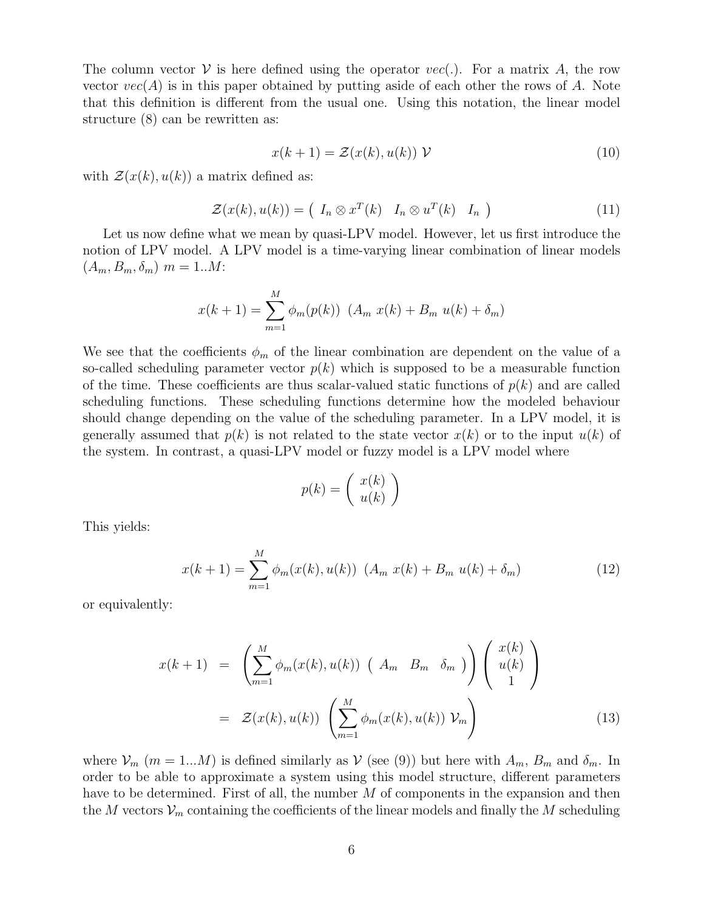The column vector $\mathcal{V}$ is here defined using the operator $vec(.)$. For a matrix $A$, the row vector $vec(A)$ is in this paper obtained by putting aside of each other the rows of $A$. Note that this definition is different from the usual one. Using this notation, the linear model structure (8) can be rewritten as:

$$x(k+1) = \mathcal{Z}(x(k), u(k))\ \mathcal{V} \tag{10}$$

with $\mathcal{Z}(x(k), u(k))$ a matrix defined as:

$$\mathcal{Z}(x(k), u(k)) = \begin{pmatrix} I_n \otimes x^T(k) & I_n \otimes u^T(k) & I_n \end{pmatrix} \tag{11}$$

Let us now define what we mean by quasi-LPV model. However, let us first introduce the notion of LPV model. A LPV model is a time-varying linear combination of linear models $(A_m, B_m, \delta_m)$ $m = 1..M$:

$$x(k+1) = \sum_{m=1}^{M} \phi_m(p(k))\ \ (A_m\ x(k) + B_m\ u(k) + \delta_m)$$

We see that the coefficients $\phi_m$ of the linear combination are dependent on the value of a so-called scheduling parameter vector $p(k)$ which is supposed to be a measurable function of the time. These coefficients are thus scalar-valued static functions of $p(k)$ and are called scheduling functions. These scheduling functions determine how the modeled behaviour should change depending on the value of the scheduling parameter. In a LPV model, it is generally assumed that $p(k)$ is not related to the state vector $x(k)$ or to the input $u(k)$ of the system. In contrast, a quasi-LPV model or fuzzy model is a LPV model where

$$p(k) = \begin{pmatrix} x(k) \\ u(k) \end{pmatrix}$$

This yields:

$$x(k+1) = \sum_{m=1}^{M} \phi_m(x(k), u(k))\ \ (A_m\ x(k) + B_m\ u(k) + \delta_m) \tag{12}$$

or equivalently:

$$\begin{aligned} x(k+1) &= \left( \sum_{m=1}^{M} \phi_m(x(k), u(k))\ \begin{pmatrix} A_m & B_m & \delta_m \end{pmatrix} \right) \begin{pmatrix} x(k) \\ u(k) \\ 1 \end{pmatrix} \\ &= \mathcal{Z}(x(k), u(k))\ \left( \sum_{m=1}^{M} \phi_m(x(k), u(k))\ \mathcal{V}_m \right) \end{aligned} \tag{13}$$

where $\mathcal{V}_m$ $(m = 1...M)$ is defined similarly as $\mathcal{V}$ (see (9)) but here with $A_m$, $B_m$ and $\delta_m$. In order to be able to approximate a system using this model structure, different parameters have to be determined. First of all, the number $M$ of components in the expansion and then the $M$ vectors $\mathcal{V}_m$ containing the coefficients of the linear models and finally the $M$ scheduling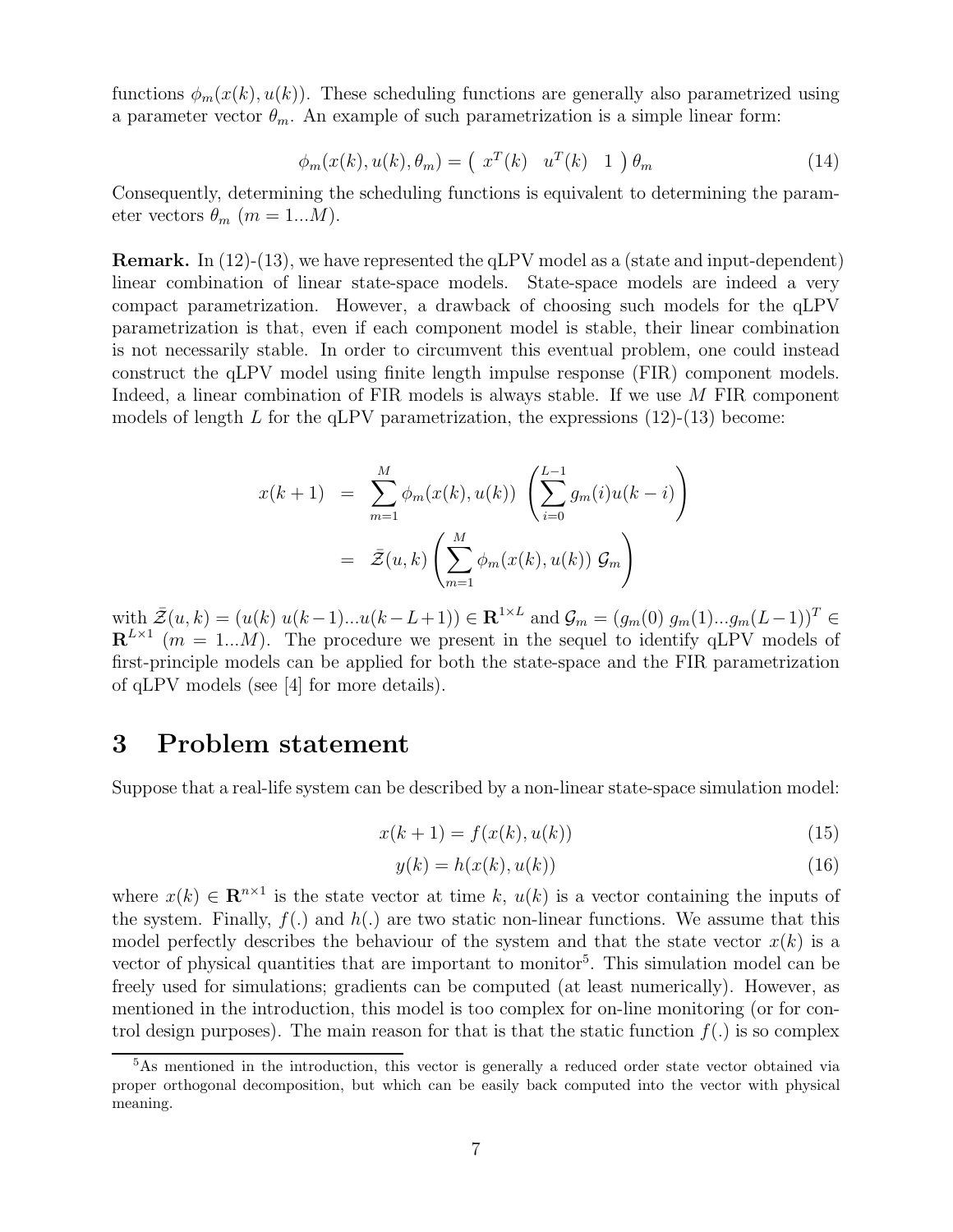functions $\phi_m(x(k), u(k))$. These scheduling functions are generally also parametrized using a parameter vector $\theta_m$. An example of such parametrization is a simple linear form:

$$\phi_m(x(k), u(k), \theta_m) = \begin{pmatrix} x^T(k) & u^T(k) & 1 \end{pmatrix} \theta_m \tag{14}$$

Consequently, determining the scheduling functions is equivalent to determining the parameter vectors $\theta_m$ ($m = 1...M$).

**Remark.** In (12)-(13), we have represented the qLPV model as a (state and input-dependent) linear combination of linear state-space models. State-space models are indeed a very compact parametrization. However, a drawback of choosing such models for the qLPV parametrization is that, even if each component model is stable, their linear combination is not necessarily stable. In order to circumvent this eventual problem, one could instead construct the qLPV model using finite length impulse response (FIR) component models. Indeed, a linear combination of FIR models is always stable. If we use $M$ FIR component models of length $L$ for the qLPV parametrization, the expressions (12)-(13) become:

$$\begin{aligned} x(k+1) &= \sum_{m=1}^{M} \phi_m(x(k), u(k)) \left( \sum_{i=0}^{L-1} g_m(i) u(k-i) \right) \\ &= \bar{\mathcal{Z}}(u, k) \left( \sum_{m=1}^{M} \phi_m(x(k), u(k)) \; \mathcal{G}_m \right) \end{aligned}$$

with $\bar{\mathcal{Z}}(u, k) = (u(k) \; u(k-1) ... u(k-L+1)) \in \mathbf{R}^{1 \times L}$ and $\mathcal{G}_m = (g_m(0) \; g_m(1) ... g_m(L-1))^T \in \mathbf{R}^{L \times 1}$ ($m = 1...M$). The procedure we present in the sequel to identify qLPV models of first-principle models can be applied for both the state-space and the FIR parametrization of qLPV models (see [4] for more details).

## 3 Problem statement

Suppose that a real-life system can be described by a non-linear state-space simulation model:

$$x(k+1) = f(x(k), u(k)) \tag{15}$$

$$y(k) = h(x(k), u(k)) \tag{16}$$

where $x(k) \in \mathbf{R}^{n \times 1}$ is the state vector at time $k$, $u(k)$ is a vector containing the inputs of the system. Finally, $f(.)$ and $h(.)$ are two static non-linear functions. We assume that this model perfectly describes the behaviour of the system and that the state vector $x(k)$ is a vector of physical quantities that are important to monitor[5]. This simulation model can be freely used for simulations; gradients can be computed (at least numerically). However, as mentioned in the introduction, this model is too complex for on-line monitoring (or for control design purposes). The main reason for that is that the static function $f(.)$ is so complex

[5] As mentioned in the introduction, this vector is generally a reduced order state vector obtained via proper orthogonal decomposition, but which can be easily back computed into the vector with physical meaning.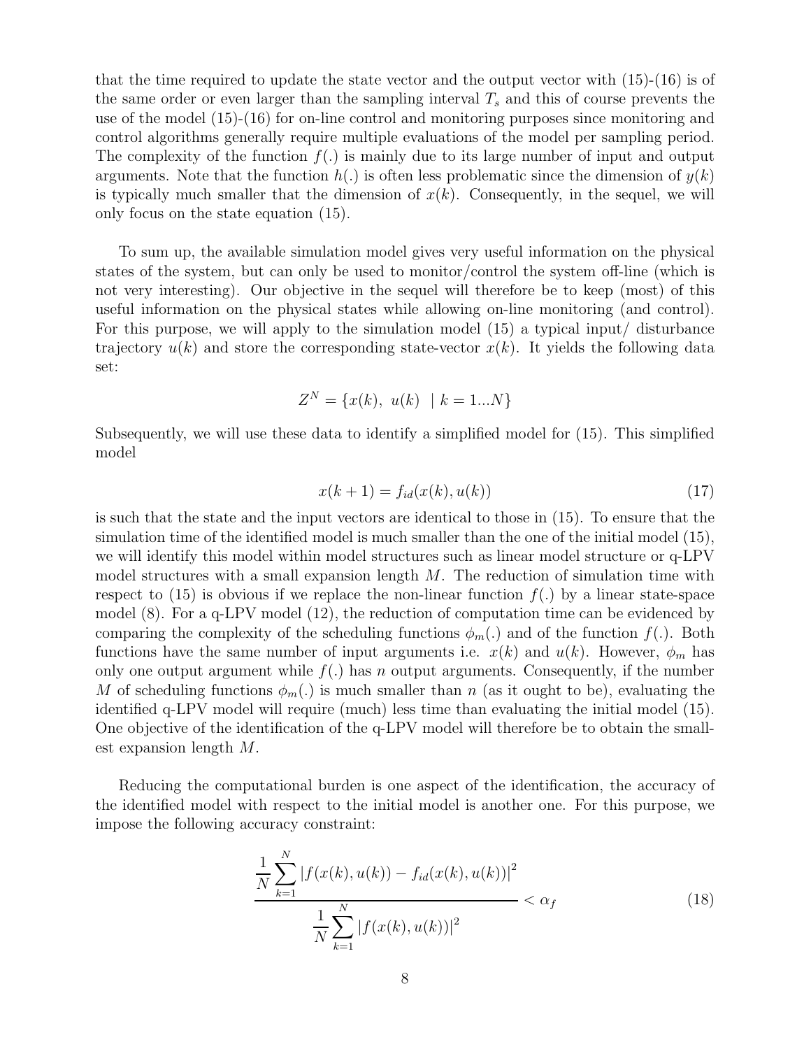that the time required to update the state vector and the output vector with (15)-(16) is of the same order or even larger than the sampling interval $T_s$ and this of course prevents the use of the model (15)-(16) for on-line control and monitoring purposes since monitoring and control algorithms generally require multiple evaluations of the model per sampling period. The complexity of the function $f(.)$ is mainly due to its large number of input and output arguments. Note that the function $h(.)$ is often less problematic since the dimension of $y(k)$ is typically much smaller that the dimension of $x(k)$. Consequently, in the sequel, we will only focus on the state equation (15).

To sum up, the available simulation model gives very useful information on the physical states of the system, but can only be used to monitor/control the system off-line (which is not very interesting). Our objective in the sequel will therefore be to keep (most) of this useful information on the physical states while allowing on-line monitoring (and control). For this purpose, we will apply to the simulation model (15) a typical input/ disturbance trajectory $u(k)$ and store the corresponding state-vector $x(k)$. It yields the following data set:

$$Z^N = \{x(k),\ u(k) \ \mid k = 1...N\}$$

Subsequently, we will use these data to identify a simplified model for (15). This simplified model

$$x(k+1) = f_{id}(x(k), u(k)) \tag{17}$$

is such that the state and the input vectors are identical to those in (15). To ensure that the simulation time of the identified model is much smaller than the one of the initial model (15), we will identify this model within model structures such as linear model structure or q-LPV model structures with a small expansion length $M$. The reduction of simulation time with respect to (15) is obvious if we replace the non-linear function $f(.)$ by a linear state-space model (8). For a q-LPV model (12), the reduction of computation time can be evidenced by comparing the complexity of the scheduling functions $\phi_m(.)$ and of the function $f(.)$. Both functions have the same number of input arguments i.e. $x(k)$ and $u(k)$. However, $\phi_m$ has only one output argument while $f(.)$ has $n$ output arguments. Consequently, if the number $M$ of scheduling functions $\phi_m(.)$ is much smaller than $n$ (as it ought to be), evaluating the identified q-LPV model will require (much) less time than evaluating the initial model (15). One objective of the identification of the q-LPV model will therefore be to obtain the smallest expansion length $M$.

Reducing the computational burden is one aspect of the identification, the accuracy of the identified model with respect to the initial model is another one. For this purpose, we impose the following accuracy constraint:

$$\frac{\dfrac{1}{N}\displaystyle\sum_{k=1}^{N} |f(x(k), u(k)) - f_{id}(x(k), u(k))|^2}{\dfrac{1}{N}\displaystyle\sum_{k=1}^{N} |f(x(k), u(k))|^2} < \alpha_f \tag{18}$$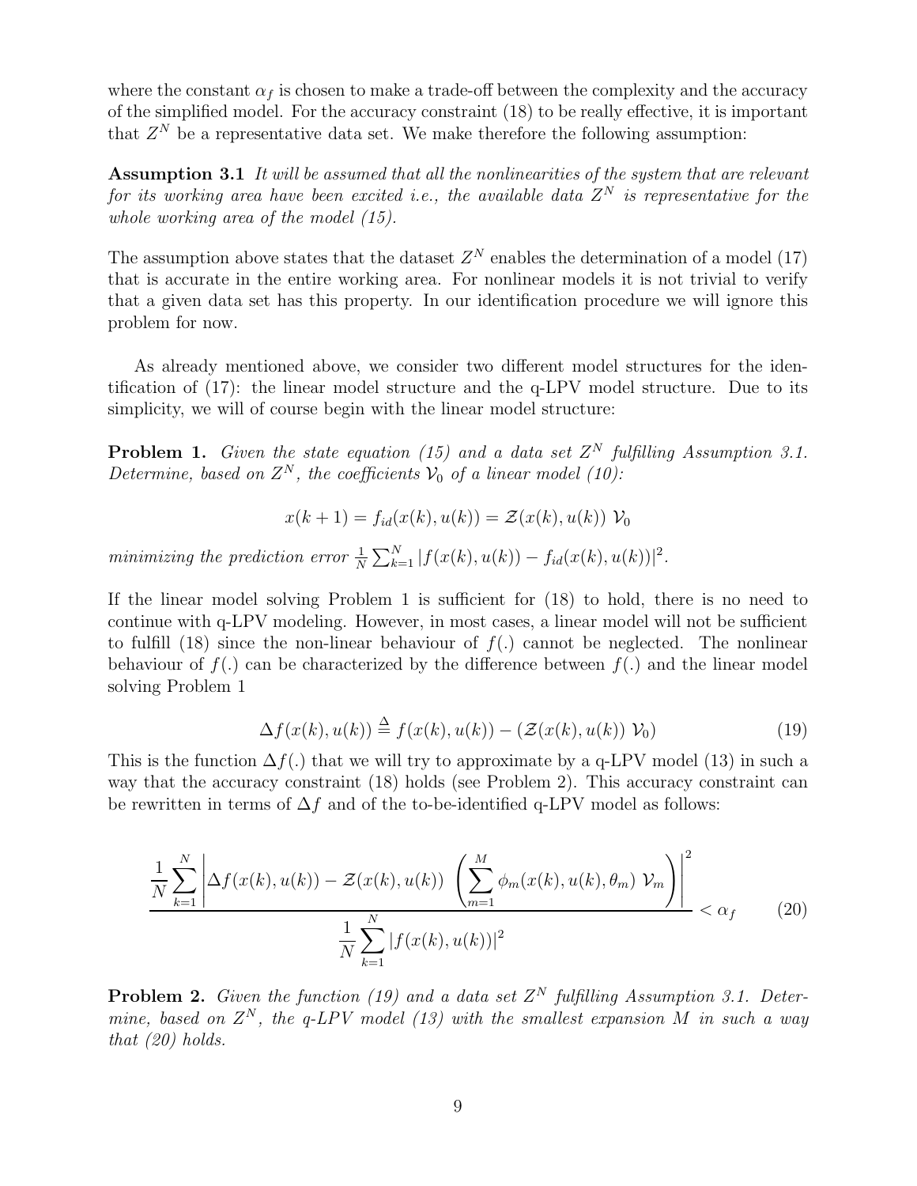where the constant $\alpha_f$ is chosen to make a trade-off between the complexity and the accuracy of the simplified model. For the accuracy constraint (18) to be really effective, it is important that $Z^N$ be a representative data set. We make therefore the following assumption:

**Assumption 3.1** *It will be assumed that all the nonlinearities of the system that are relevant for its working area have been excited i.e., the available data $Z^N$ is representative for the whole working area of the model (15).*

The assumption above states that the dataset $Z^N$ enables the determination of a model (17) that is accurate in the entire working area. For nonlinear models it is not trivial to verify that a given data set has this property. In our identification procedure we will ignore this problem for now.

As already mentioned above, we consider two different model structures for the identification of (17): the linear model structure and the q-LPV model structure. Due to its simplicity, we will of course begin with the linear model structure:

**Problem 1.** *Given the state equation (15) and a data set $Z^N$ fulfilling Assumption 3.1. Determine, based on $Z^N$, the coefficients $\mathcal{V}_0$ of a linear model (10):*

$$x(k+1) = f_{id}(x(k), u(k)) = \mathcal{Z}(x(k), u(k))\ \mathcal{V}_0$$

*minimizing the prediction error* $\frac{1}{N}\sum_{k=1}^{N} |f(x(k), u(k)) - f_{id}(x(k), u(k))|^2$.

If the linear model solving Problem 1 is sufficient for (18) to hold, there is no need to continue with q-LPV modeling. However, in most cases, a linear model will not be sufficient to fulfill (18) since the non-linear behaviour of $f(.)$ cannot be neglected. The nonlinear behaviour of $f(.)$ can be characterized by the difference between $f(.)$ and the linear model solving Problem 1

$$\Delta f(x(k), u(k)) \stackrel{\Delta}{=} f(x(k), u(k)) - (\mathcal{Z}(x(k), u(k))\ \mathcal{V}_0) \tag{19}$$

This is the function $\Delta f(.)$ that we will try to approximate by a q-LPV model (13) in such a way that the accuracy constraint (18) holds (see Problem 2). This accuracy constraint can be rewritten in terms of $\Delta f$ and of the to-be-identified q-LPV model as follows:

$$\frac{\displaystyle\frac{1}{N}\sum_{k=1}^{N}\left|\Delta f(x(k), u(k)) - \mathcal{Z}(x(k), u(k))\ \left(\sum_{m=1}^{M}\phi_m(x(k), u(k), \theta_m)\ \mathcal{V}_m\right)\right|^2}{\displaystyle\frac{1}{N}\sum_{k=1}^{N}|f(x(k), u(k))|^2} < \alpha_f \tag{20}$$

**Problem 2.** *Given the function (19) and a data set $Z^N$ fulfilling Assumption 3.1. Determine, based on $Z^N$, the q-LPV model (13) with the smallest expansion $M$ in such a way that (20) holds.*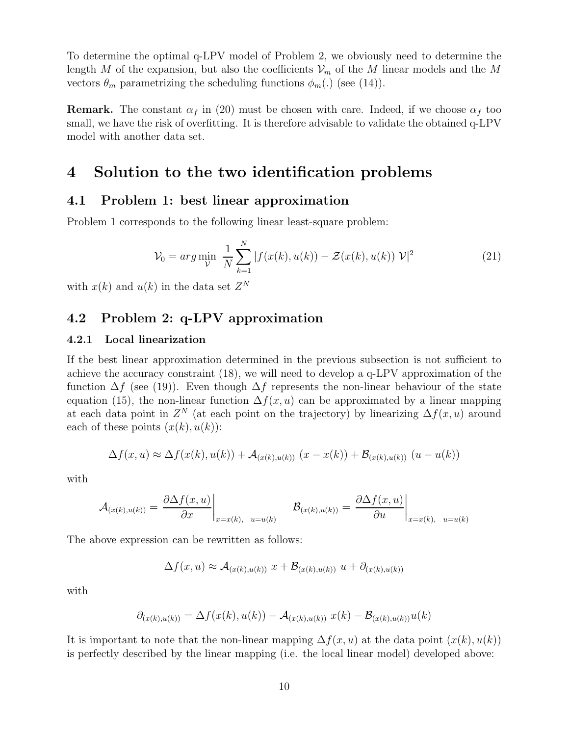To determine the optimal q-LPV model of Problem 2, we obviously need to determine the length $M$ of the expansion, but also the coefficients $\mathcal{V}_m$ of the $M$ linear models and the $M$ vectors $\theta_m$ parametrizing the scheduling functions $\phi_m(.)$ (see (14)).

**Remark.** The constant $\alpha_f$ in (20) must be chosen with care. Indeed, if we choose $\alpha_f$ too small, we have the risk of overfitting. It is therefore advisable to validate the obtained q-LPV model with another data set.

# 4 Solution to the two identification problems

## 4.1 Problem 1: best linear approximation

Problem 1 corresponds to the following linear least-square problem:

$$\mathcal{V}_0 = arg\min_{\mathcal{V}} \; \frac{1}{N}\sum_{k=1}^{N} |f(x(k), u(k)) - \mathcal{Z}(x(k), u(k))\; \mathcal{V}|^2 \tag{21}$$

with $x(k)$ and $u(k)$ in the data set $Z^N$

## 4.2 Problem 2: q-LPV approximation

### 4.2.1 Local linearization

If the best linear approximation determined in the previous subsection is not sufficient to achieve the accuracy constraint (18), we will need to develop a q-LPV approximation of the function $\Delta f$ (see (19)). Even though $\Delta f$ represents the non-linear behaviour of the state equation (15), the non-linear function $\Delta f(x, u)$ can be approximated by a linear mapping at each data point in $Z^N$ (at each point on the trajectory) by linearizing $\Delta f(x, u)$ around each of these points $(x(k), u(k))$:

$$\Delta f(x, u) \approx \Delta f(x(k), u(k)) + \mathcal{A}_{(x(k),u(k))}\; (x - x(k)) + \mathcal{B}_{(x(k),u(k))}\; (u - u(k))$$

with

$$\mathcal{A}_{(x(k),u(k))} = \left.\frac{\partial \Delta f(x, u)}{\partial x}\right|_{x=x(k),\quad u=u(k)} \qquad \mathcal{B}_{(x(k),u(k))} = \left.\frac{\partial \Delta f(x, u)}{\partial u}\right|_{x=x(k),\quad u=u(k)}$$

The above expression can be rewritten as follows:

$$\Delta f(x, u) \approx \mathcal{A}_{(x(k),u(k))}\; x + \mathcal{B}_{(x(k),u(k))}\; u + \partial_{(x(k),u(k))}$$

with

$$\partial_{(x(k),u(k))} = \Delta f(x(k), u(k)) - \mathcal{A}_{(x(k),u(k))}\; x(k) - \mathcal{B}_{(x(k),u(k))} u(k)$$

It is important to note that the non-linear mapping $\Delta f(x, u)$ at the data point $(x(k), u(k))$ is perfectly described by the linear mapping (i.e. the local linear model) developed above: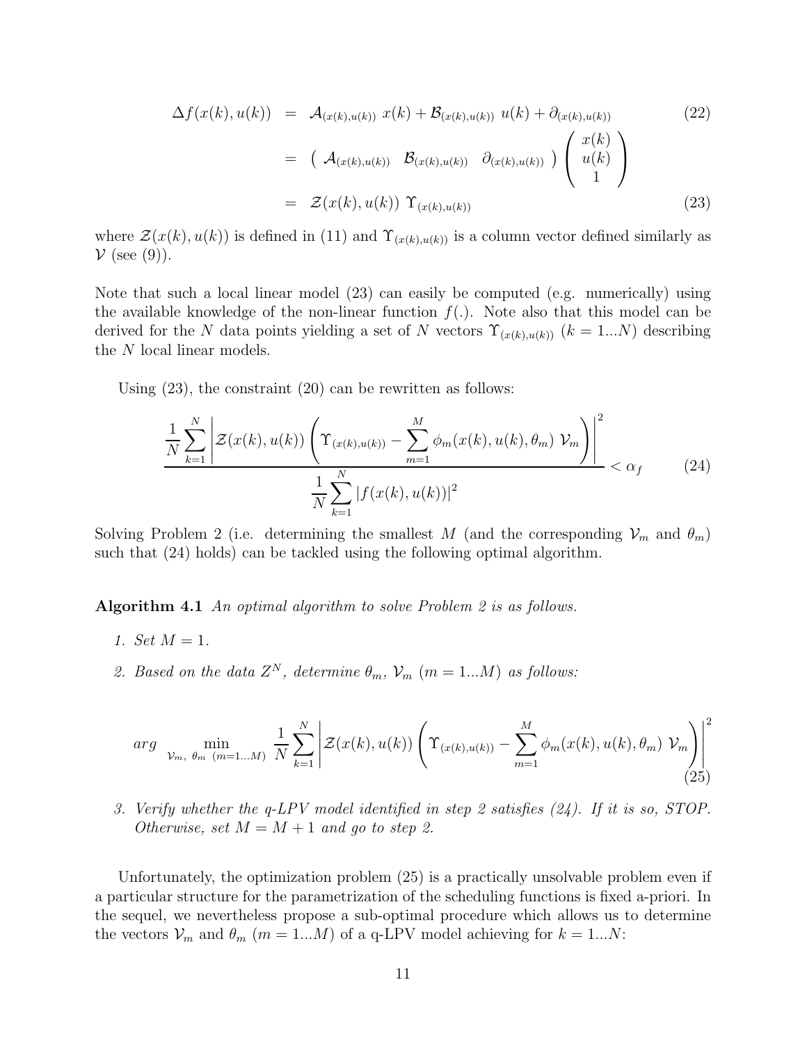$$
\begin{aligned}
\Delta f(x(k), u(k)) &= \mathcal{A}_{(x(k),u(k))}\; x(k) + \mathcal{B}_{(x(k),u(k))}\; u(k) + \partial_{(x(k),u(k))} &\quad (22)\\
&= \begin{pmatrix} \mathcal{A}_{(x(k),u(k))} & \mathcal{B}_{(x(k),u(k))} & \partial_{(x(k),u(k))} \end{pmatrix} \begin{pmatrix} x(k) \\ u(k) \\ 1 \end{pmatrix} \\
&= \mathcal{Z}(x(k), u(k))\; \Upsilon_{(x(k),u(k))} &\quad (23)
\end{aligned}
$$

where $\mathcal{Z}(x(k), u(k))$ is defined in (11) and $\Upsilon_{(x(k),u(k))}$ is a column vector defined similarly as $\mathcal{V}$ (see (9)).

Note that such a local linear model (23) can easily be computed (e.g. numerically) using the available knowledge of the non-linear function $f(.)$. Note also that this model can be derived for the $N$ data points yielding a set of $N$ vectors $\Upsilon_{(x(k),u(k))}$ $(k = 1...N)$ describing the $N$ local linear models.

Using (23), the constraint (20) can be rewritten as follows:

$$
\frac{\dfrac{1}{N}\displaystyle\sum_{k=1}^{N}\left|\mathcal{Z}(x(k), u(k))\left(\Upsilon_{(x(k),u(k))} - \sum_{m=1}^{M}\phi_m(x(k), u(k), \theta_m)\; \mathcal{V}_m\right)\right|^2}{\dfrac{1}{N}\displaystyle\sum_{k=1}^{N}|f(x(k), u(k))|^2} < \alpha_f \qquad (24)
$$

Solving Problem 2 (i.e. determining the smallest $M$ (and the corresponding $\mathcal{V}_m$ and $\theta_m$) such that (24) holds) can be tackled using the following optimal algorithm.

**Algorithm 4.1** *An optimal algorithm to solve Problem 2 is as follows.*

1. *Set $M = 1$.*
2. *Based on the data $Z^N$, determine $\theta_m$, $\mathcal{V}_m$ $(m = 1...M)$ as follows:*

$$
arg \min_{\mathcal{V}_m,\ \theta_m\ (m=1...M)} \frac{1}{N}\sum_{k=1}^{N}\left|\mathcal{Z}(x(k), u(k))\left(\Upsilon_{(x(k),u(k))} - \sum_{m=1}^{M}\phi_m(x(k), u(k), \theta_m)\; \mathcal{V}_m\right)\right|^2 \qquad (25)
$$

3. *Verify whether the q-LPV model identified in step 2 satisfies (24). If it is so, STOP. Otherwise, set $M = M + 1$ and go to step 2.*

Unfortunately, the optimization problem (25) is a practically unsolvable problem even if a particular structure for the parametrization of the scheduling functions is fixed a-priori. In the sequel, we nevertheless propose a sub-optimal procedure which allows us to determine the vectors $\mathcal{V}_m$ and $\theta_m$ $(m = 1...M)$ of a q-LPV model achieving for $k = 1...N$: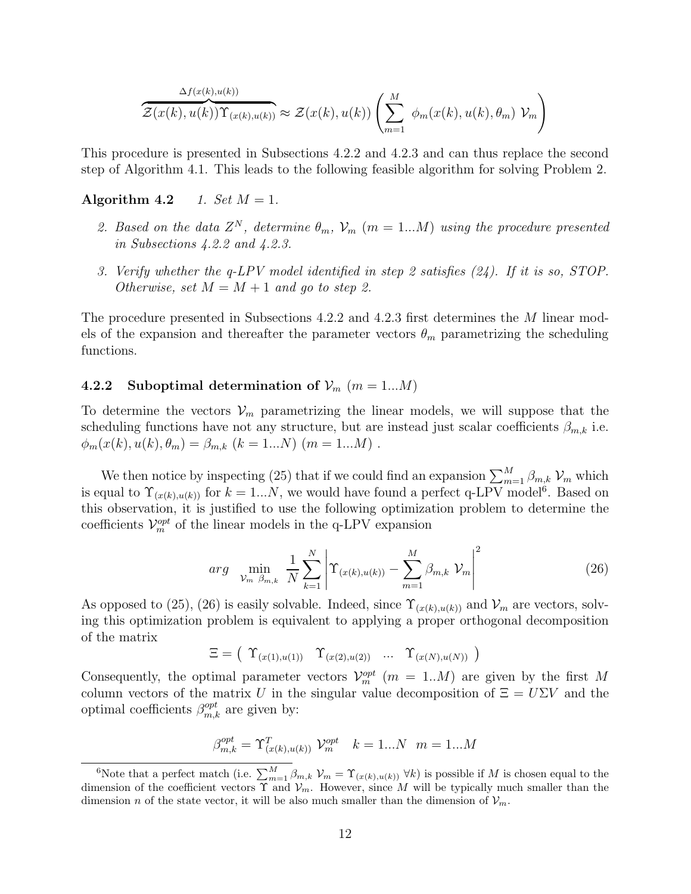$$\overbrace{\mathcal{Z}(x(k), u(k))\Upsilon_{(x(k),u(k))}}^{\Delta f(x(k),u(k))} \approx \mathcal{Z}(x(k), u(k)) \left( \sum_{m=1}^{M} \phi_m(x(k), u(k), \theta_m) \; \mathcal{V}_m \right)$$

This procedure is presented in Subsections 4.2.2 and 4.2.3 and can thus replace the second step of Algorithm 4.1. This leads to the following feasible algorithm for solving Problem 2.

**Algorithm 4.2** *1. Set $M = 1$.*

*2. Based on the data $Z^N$, determine $\theta_m$, $\mathcal{V}_m$ ($m = 1...M$) using the procedure presented in Subsections 4.2.2 and 4.2.3.*

*3. Verify whether the q-LPV model identified in step 2 satisfies (24). If it is so, STOP. Otherwise, set $M = M + 1$ and go to step 2.*

The procedure presented in Subsections 4.2.2 and 4.2.3 first determines the $M$ linear models of the expansion and thereafter the parameter vectors $\theta_m$ parametrizing the scheduling functions.

### 4.2.2 Suboptimal determination of $\mathcal{V}_m$ ($m = 1...M$)

To determine the vectors $\mathcal{V}_m$ parametrizing the linear models, we will suppose that the scheduling functions have not any structure, but are instead just scalar coefficients $\beta_{m,k}$ i.e. $\phi_m(x(k), u(k), \theta_m) = \beta_{m,k}$ ($k = 1...N$) ($m = 1...M$) .

We then notice by inspecting (25) that if we could find an expansion $\sum_{m=1}^{M} \beta_{m,k} \; \mathcal{V}_m$ which is equal to $\Upsilon_{(x(k),u(k))}$ for $k = 1...N$, we would have found a perfect q-LPV model[6]. Based on this observation, it is justified to use the following optimization problem to determine the coefficients $\mathcal{V}_m^{opt}$ of the linear models in the q-LPV expansion

$$arg \min_{\mathcal{V}_m \; \beta_{m,k}} \; \frac{1}{N} \sum_{k=1}^{N} \left| \Upsilon_{(x(k),u(k))} - \sum_{m=1}^{M} \beta_{m,k} \; \mathcal{V}_m \right|^2 \tag{26}$$

As opposed to (25), (26) is easily solvable. Indeed, since $\Upsilon_{(x(k),u(k))}$ and $\mathcal{V}_m$ are vectors, solving this optimization problem is equivalent to applying a proper orthogonal decomposition of the matrix

$$\Xi = \left( \; \Upsilon_{(x(1),u(1))} \quad \Upsilon_{(x(2),u(2))} \quad ... \quad \Upsilon_{(x(N),u(N))} \; \right)$$

Consequently, the optimal parameter vectors $\mathcal{V}_m^{opt}$ ($m = 1..M$) are given by the first $M$ column vectors of the matrix $U$ in the singular value decomposition of $\Xi = U\Sigma V$ and the optimal coefficients $\beta_{m,k}^{opt}$ are given by:

$$\beta_{m,k}^{opt} = \Upsilon_{(x(k),u(k))}^T \; \mathcal{V}_m^{opt} \quad k = 1...N \quad m = 1...M$$

[6] Note that a perfect match (i.e. $\sum_{m=1}^{M} \beta_{m,k} \; \mathcal{V}_m = \Upsilon_{(x(k),u(k))} \; \forall k$) is possible if $M$ is chosen equal to the dimension of the coefficient vectors $\Upsilon$ and $\mathcal{V}_m$. However, since $M$ will be typically much smaller than the dimension $n$ of the state vector, it will be also much smaller than the dimension of $\mathcal{V}_m$.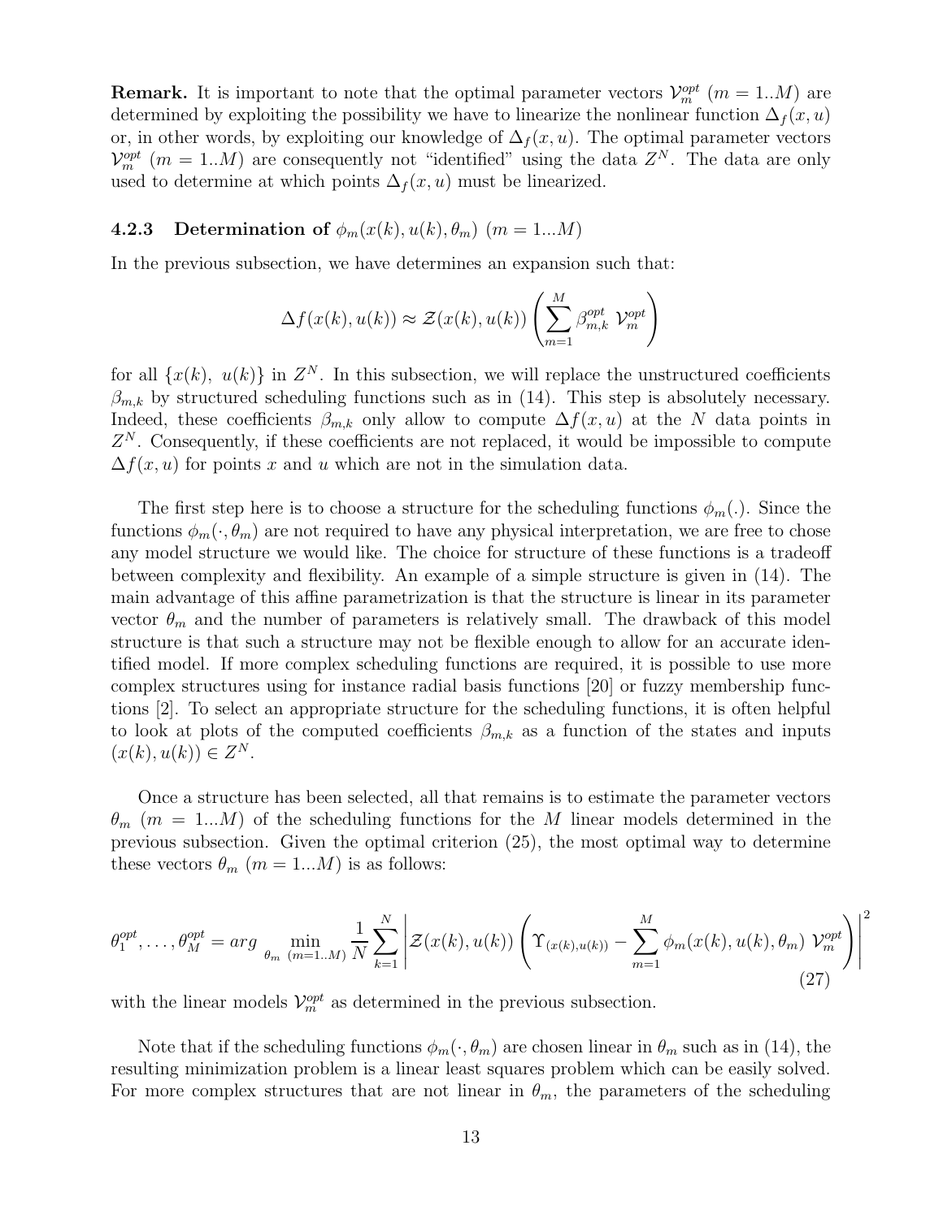**Remark.** It is important to note that the optimal parameter vectors $\mathcal{V}_m^{opt}$ $(m = 1..M)$ are determined by exploiting the possibility we have to linearize the nonlinear function $\Delta_f(x, u)$ or, in other words, by exploiting our knowledge of $\Delta_f(x, u)$. The optimal parameter vectors $\mathcal{V}_m^{opt}$ $(m = 1..M)$ are consequently not "identified" using the data $Z^N$. The data are only used to determine at which points $\Delta_f(x, u)$ must be linearized.

### 4.2.3 Determination of $\phi_m(x(k), u(k), \theta_m)$ $(m = 1...M)$

In the previous subsection, we have determines an expansion such that:

$$\Delta f(x(k), u(k)) \approx \mathcal{Z}(x(k), u(k)) \left( \sum_{m=1}^{M} \beta_{m,k}^{opt} \; \mathcal{V}_m^{opt} \right)$$

for all $\{x(k), \; u(k)\}$ in $Z^N$. In this subsection, we will replace the unstructured coefficients $\beta_{m,k}$ by structured scheduling functions such as in (14). This step is absolutely necessary. Indeed, these coefficients $\beta_{m,k}$ only allow to compute $\Delta f(x, u)$ at the $N$ data points in $Z^N$. Consequently, if these coefficients are not replaced, it would be impossible to compute $\Delta f(x, u)$ for points $x$ and $u$ which are not in the simulation data.

The first step here is to choose a structure for the scheduling functions $\phi_m(.)$. Since the functions $\phi_m(\cdot, \theta_m)$ are not required to have any physical interpretation, we are free to chose any model structure we would like. The choice for structure of these functions is a tradeoff between complexity and flexibility. An example of a simple structure is given in (14). The main advantage of this affine parametrization is that the structure is linear in its parameter vector $\theta_m$ and the number of parameters is relatively small. The drawback of this model structure is that such a structure may not be flexible enough to allow for an accurate identified model. If more complex scheduling functions are required, it is possible to use more complex structures using for instance radial basis functions [20] or fuzzy membership functions [2]. To select an appropriate structure for the scheduling functions, it is often helpful to look at plots of the computed coefficients $\beta_{m,k}$ as a function of the states and inputs $(x(k), u(k)) \in Z^N$.

Once a structure has been selected, all that remains is to estimate the parameter vectors $\theta_m$ $(m = 1...M)$ of the scheduling functions for the $M$ linear models determined in the previous subsection. Given the optimal criterion (25), the most optimal way to determine these vectors $\theta_m$ $(m = 1...M)$ is as follows:

$$\theta_1^{opt}, \ldots, \theta_M^{opt} = arg \min_{\theta_m \; (m=1..M)} \frac{1}{N} \sum_{k=1}^{N} \left| \mathcal{Z}(x(k), u(k)) \left( \Upsilon_{(x(k),u(k))} - \sum_{m=1}^{M} \phi_m(x(k), u(k), \theta_m) \; \mathcal{V}_m^{opt} \right) \right|^2 \tag{27}$$

with the linear models $\mathcal{V}_m^{opt}$ as determined in the previous subsection.

Note that if the scheduling functions $\phi_m(\cdot, \theta_m)$ are chosen linear in $\theta_m$ such as in (14), the resulting minimization problem is a linear least squares problem which can be easily solved. For more complex structures that are not linear in $\theta_m$, the parameters of the scheduling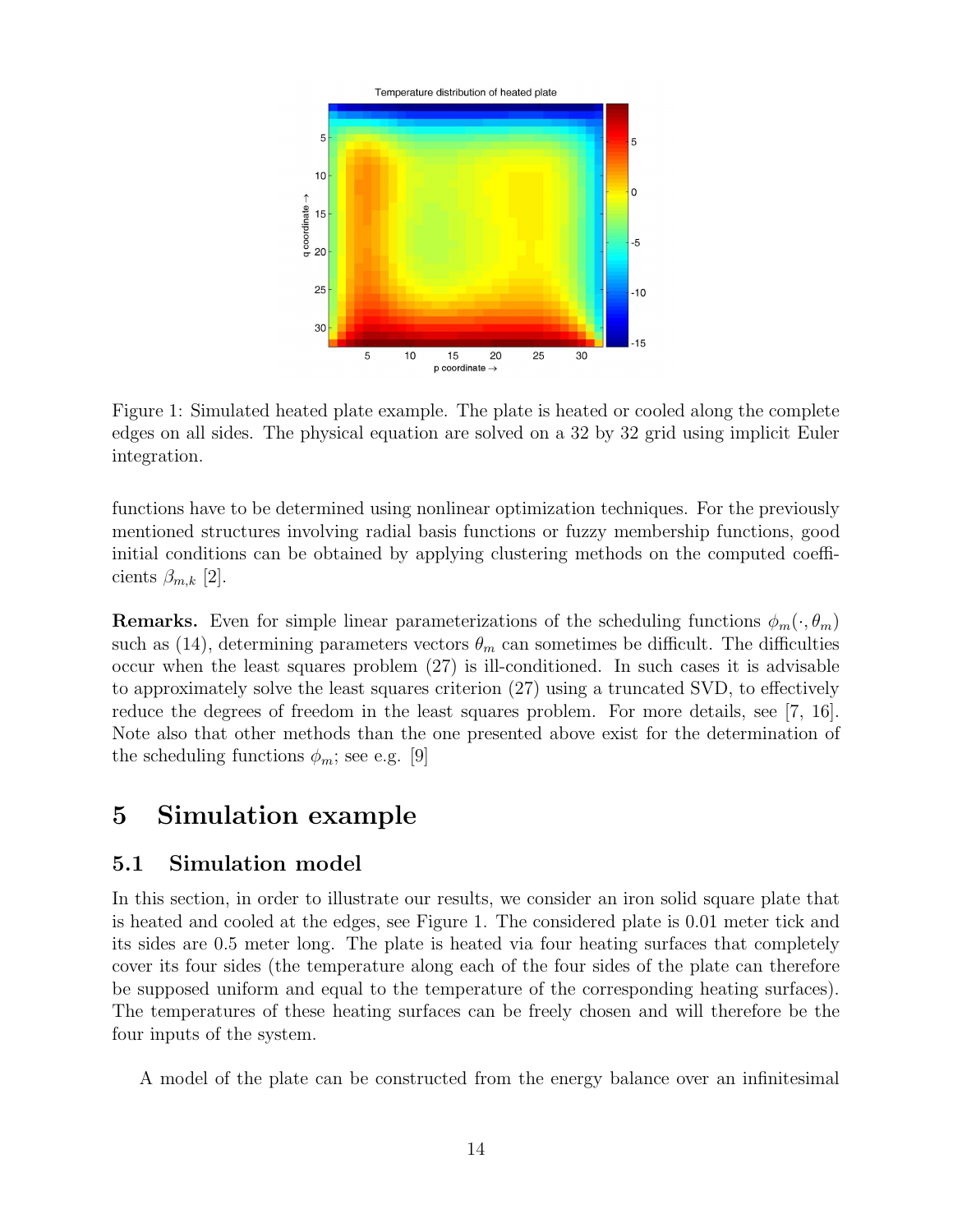Figure 1: Simulated heated plate example. The plate is heated or cooled along the complete edges on all sides. The physical equation are solved on a 32 by 32 grid using implicit Euler integration.

functions have to be determined using nonlinear optimization techniques. For the previously mentioned structures involving radial basis functions or fuzzy membership functions, good initial conditions can be obtained by applying clustering methods on the computed coefficients $\beta_{m,k}$ [2].

**Remarks.** Even for simple linear parameterizations of the scheduling functions $\phi_m(\cdot, \theta_m)$ such as (14), determining parameters vectors $\theta_m$ can sometimes be difficult. The difficulties occur when the least squares problem (27) is ill-conditioned. In such cases it is advisable to approximately solve the least squares criterion (27) using a truncated SVD, to effectively reduce the degrees of freedom in the least squares problem. For more details, see [7, 16]. Note also that other methods than the one presented above exist for the determination of the scheduling functions $\phi_m$; see e.g. [9]

# 5 Simulation example

## 5.1 Simulation model

In this section, in order to illustrate our results, we consider an iron solid square plate that is heated and cooled at the edges, see Figure 1. The considered plate is 0.01 meter tick and its sides are 0.5 meter long. The plate is heated via four heating surfaces that completely cover its four sides (the temperature along each of the four sides of the plate can therefore be supposed uniform and equal to the temperature of the corresponding heating surfaces). The temperatures of these heating surfaces can be freely chosen and will therefore be the four inputs of the system.

A model of the plate can be constructed from the energy balance over an infinitesimal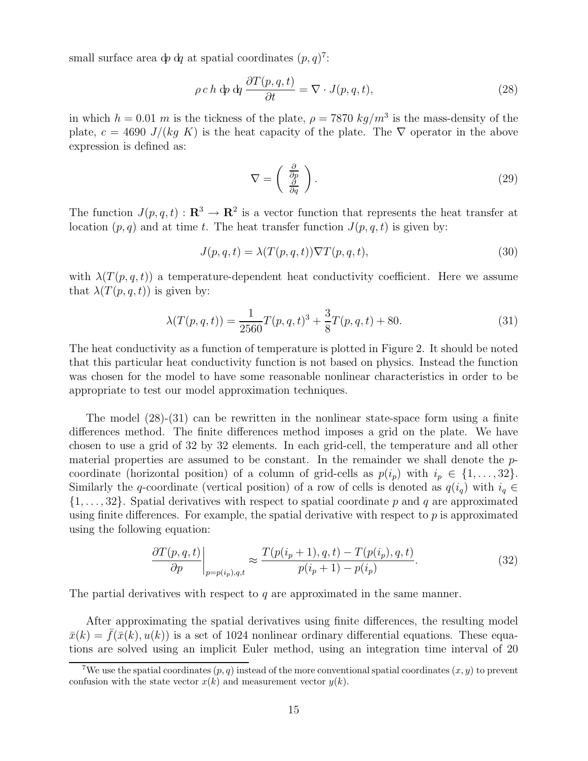small surface area $dp\, dq$ at spatial coordinates $(p, q)$[7]:

$$\rho\, c\, h\, dp\, dq\, \frac{\partial T(p, q, t)}{\partial t} = \nabla \cdot J(p, q, t), \tag{28}$$

in which $h = 0.01\ m$ is the tickness of the plate, $\rho = 7870\ kg/m^3$ is the mass-density of the plate, $c = 4690\ J/(kg\ K)$ is the heat capacity of the plate. The $\nabla$ operator in the above expression is defined as:

$$\nabla = \begin{pmatrix} \frac{\partial}{\partial p} \\ \frac{\partial}{\partial q} \end{pmatrix}. \tag{29}$$

The function $J(p, q, t) : \mathbf{R}^3 \rightarrow \mathbf{R}^2$ is a vector function that represents the heat transfer at location $(p, q)$ and at time $t$. The heat transfer function $J(p, q, t)$ is given by:

$$J(p, q, t) = \lambda(T(p, q, t))\nabla T(p, q, t), \tag{30}$$

with $\lambda(T(p, q, t))$ a temperature-dependent heat conductivity coefficient. Here we assume that $\lambda(T(p, q, t))$ is given by:

$$\lambda(T(p, q, t)) = \frac{1}{2560} T(p, q, t)^3 + \frac{3}{8} T(p, q, t) + 80. \tag{31}$$

The heat conductivity as a function of temperature is plotted in Figure 2. It should be noted that this particular heat conductivity function is not based on physics. Instead the function was chosen for the model to have some reasonable nonlinear characteristics in order to be appropriate to test our model approximation techniques.

The model (28)-(31) can be rewritten in the nonlinear state-space form using a finite differences method. The finite differences method imposes a grid on the plate. We have chosen to use a grid of 32 by 32 elements. In each grid-cell, the temperature and all other material properties are assumed to be constant. In the remainder we shall denote the $p$-coordinate (horizontal position) of a column of grid-cells as $p(i_p)$ with $i_p \in \{1, \ldots, 32\}$. Similarly the $q$-coordinate (vertical position) of a row of cells is denoted as $q(i_q)$ with $i_q \in \{1, \ldots, 32\}$. Spatial derivatives with respect to spatial coordinate $p$ and $q$ are approximated using finite differences. For example, the spatial derivative with respect to $p$ is approximated using the following equation:

$$\left. \frac{\partial T(p, q, t)}{\partial p} \right|_{p=p(i_p), q, t} \approx \frac{T(p(i_p + 1), q, t) - T(p(i_p), q, t)}{p(i_p + 1) - p(i_p)}. \tag{32}$$

The partial derivatives with respect to $q$ are approximated in the same manner.

After approximating the spatial derivatives using finite differences, the resulting model $\bar{x}(k) = \bar{f}(\bar{x}(k), u(k))$ is a set of 1024 nonlinear ordinary differential equations. These equations are solved using an implicit Euler method, using an integration time interval of 20

[7] We use the spatial coordinates $(p, q)$ instead of the more conventional spatial coordinates $(x, y)$ to prevent confusion with the state vector $x(k)$ and measurement vector $y(k)$.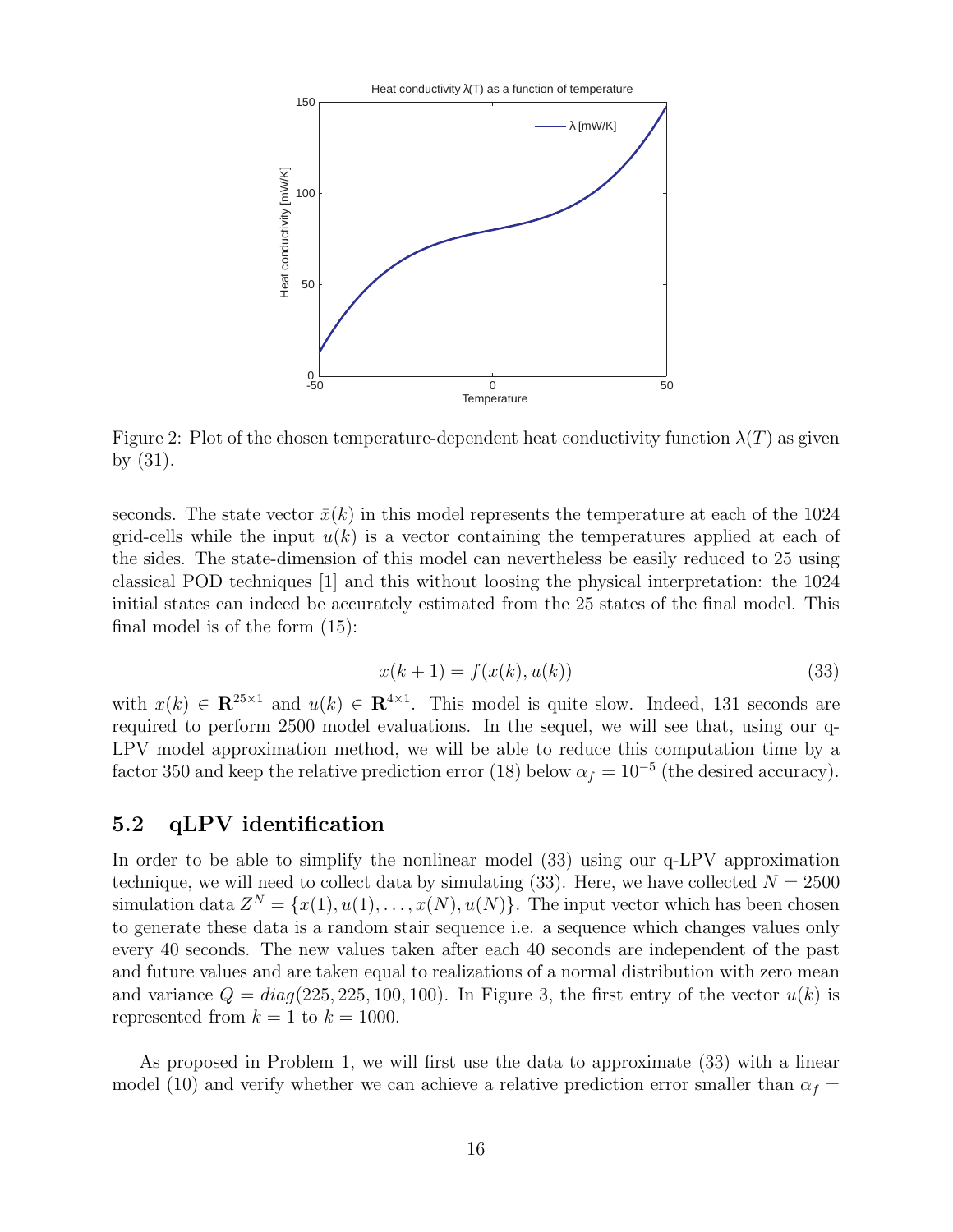Figure 2: Plot of the chosen temperature-dependent heat conductivity function $\lambda(T)$ as given by (31).

seconds. The state vector $\bar{x}(k)$ in this model represents the temperature at each of the 1024 grid-cells while the input $u(k)$ is a vector containing the temperatures applied at each of the sides. The state-dimension of this model can nevertheless be easily reduced to 25 using classical POD techniques [1] and this without loosing the physical interpretation: the 1024 initial states can indeed be accurately estimated from the 25 states of the final model. This final model is of the form (15):

$$x(k+1) = f(x(k), u(k)) \tag{33}$$

with $x(k) \in \mathbf{R}^{25 \times 1}$ and $u(k) \in \mathbf{R}^{4 \times 1}$. This model is quite slow. Indeed, 131 seconds are required to perform 2500 model evaluations. In the sequel, we will see that, using our q-LPV model approximation method, we will be able to reduce this computation time by a factor 350 and keep the relative prediction error (18) below $\alpha_f = 10^{-5}$ (the desired accuracy).

## 5.2 qLPV identification

In order to be able to simplify the nonlinear model (33) using our q-LPV approximation technique, we will need to collect data by simulating (33). Here, we have collected $N = 2500$ simulation data $Z^N = \{x(1), u(1), \ldots, x(N), u(N)\}$. The input vector which has been chosen to generate these data is a random stair sequence i.e. a sequence which changes values only every 40 seconds. The new values taken after each 40 seconds are independent of the past and future values and are taken equal to realizations of a normal distribution with zero mean and variance $Q = diag(225, 225, 100, 100)$. In Figure 3, the first entry of the vector $u(k)$ is represented from $k = 1$ to $k = 1000$.

As proposed in Problem 1, we will first use the data to approximate (33) with a linear model (10) and verify whether we can achieve a relative prediction error smaller than $\alpha_f =$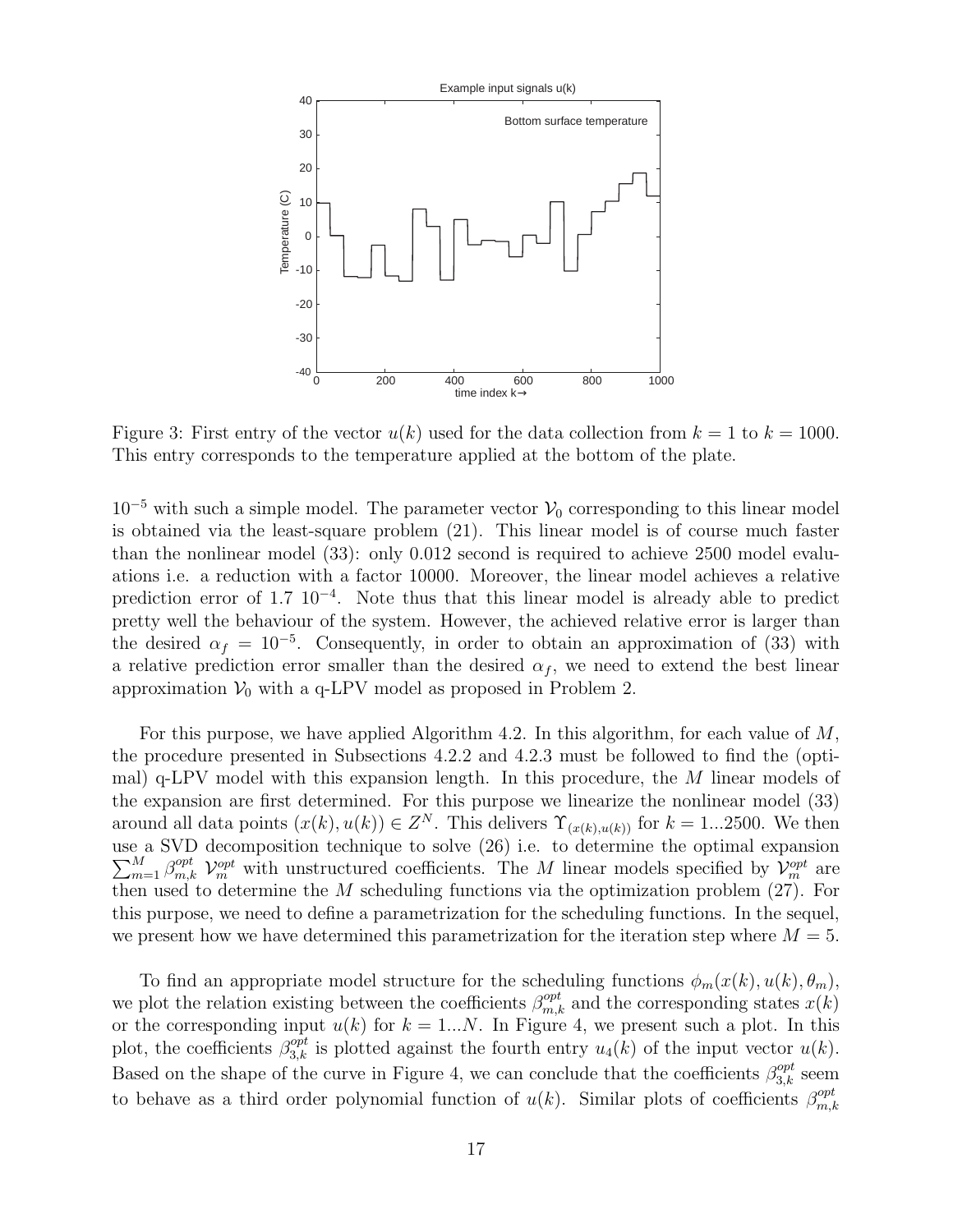Figure 3: First entry of the vector $u(k)$ used for the data collection from $k = 1$ to $k = 1000$. This entry corresponds to the temperature applied at the bottom of the plate.

$10^{-5}$ with such a simple model. The parameter vector $\mathcal{V}_0$ corresponding to this linear model is obtained via the least-square problem (21). This linear model is of course much faster than the nonlinear model (33): only 0.012 second is required to achieve 2500 model evaluations i.e. a reduction with a factor 10000. Moreover, the linear model achieves a relative prediction error of 1.7 $10^{-4}$. Note thus that this linear model is already able to predict pretty well the behaviour of the system. However, the achieved relative error is larger than the desired $\alpha_f = 10^{-5}$. Consequently, in order to obtain an approximation of (33) with a relative prediction error smaller than the desired $\alpha_f$, we need to extend the best linear approximation $\mathcal{V}_0$ with a q-LPV model as proposed in Problem 2.

For this purpose, we have applied Algorithm 4.2. In this algorithm, for each value of $M$, the procedure presented in Subsections 4.2.2 and 4.2.3 must be followed to find the (optimal) q-LPV model with this expansion length. In this procedure, the $M$ linear models of the expansion are first determined. For this purpose we linearize the nonlinear model (33) around all data points $(x(k), u(k)) \in Z^N$. This delivers $\Upsilon_{(x(k),u(k))}$ for $k = 1...2500$. We then use a SVD decomposition technique to solve (26) i.e. to determine the optimal expansion $\sum_{m=1}^{M} \beta_{m,k}^{opt} \; \mathcal{V}_m^{opt}$ with unstructured coefficients. The $M$ linear models specified by $\mathcal{V}_m^{opt}$ are then used to determine the $M$ scheduling functions via the optimization problem (27). For this purpose, we need to define a parametrization for the scheduling functions. In the sequel, we present how we have determined this parametrization for the iteration step where $M = 5$.

To find an appropriate model structure for the scheduling functions $\phi_m(x(k), u(k), \theta_m)$, we plot the relation existing between the coefficients $\beta_{m,k}^{opt}$ and the corresponding states $x(k)$ or the corresponding input $u(k)$ for $k = 1...N$. In Figure 4, we present such a plot. In this plot, the coefficients $\beta_{3,k}^{opt}$ is plotted against the fourth entry $u_4(k)$ of the input vector $u(k)$. Based on the shape of the curve in Figure 4, we can conclude that the coefficients $\beta_{3,k}^{opt}$ seem to behave as a third order polynomial function of $u(k)$. Similar plots of coefficients $\beta_{m,k}^{opt}$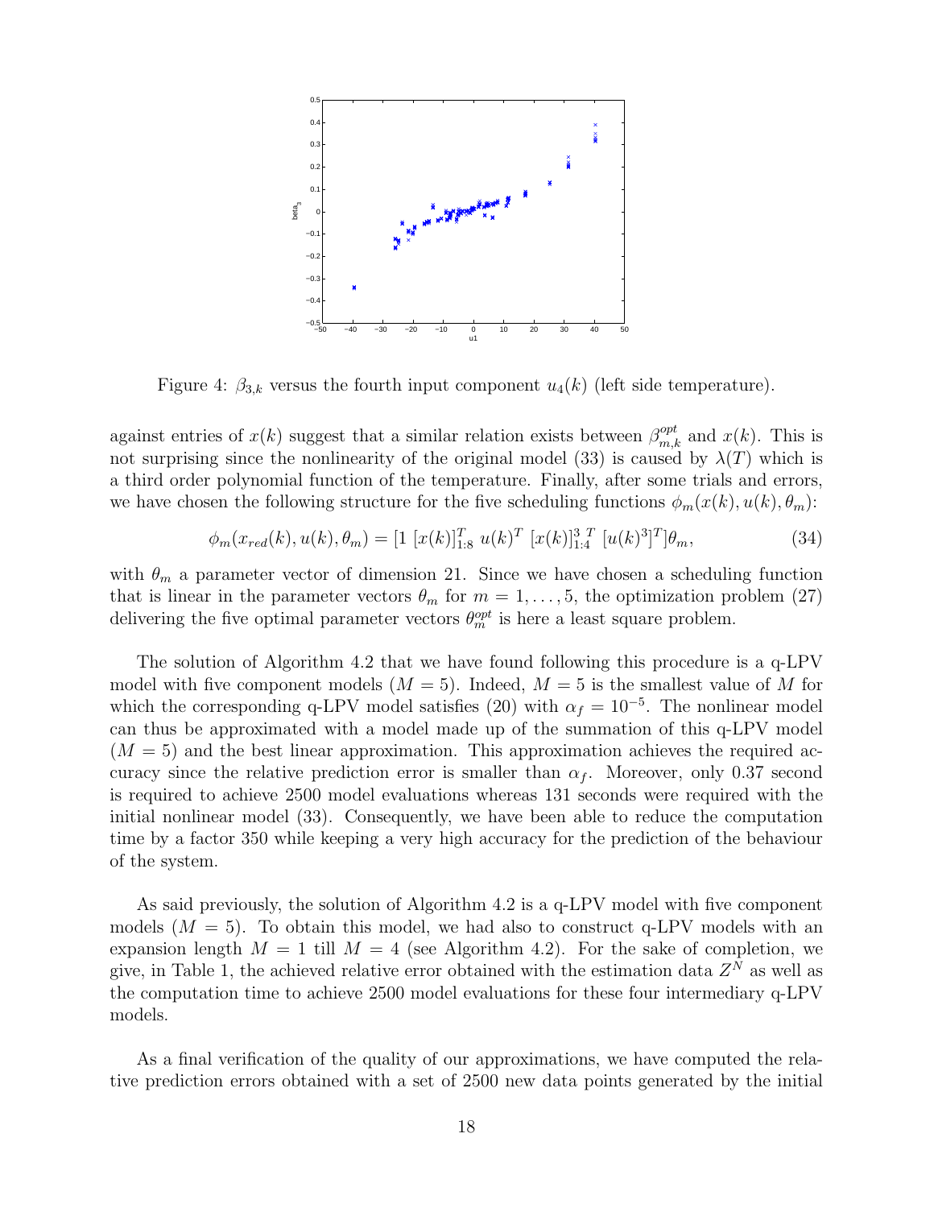Figure 4: $\beta_{3,k}$ versus the fourth input component $u_4(k)$ (left side temperature).

against entries of $x(k)$ suggest that a similar relation exists between $\beta_{m,k}^{opt}$ and $x(k)$. This is not surprising since the nonlinearity of the original model (33) is caused by $\lambda(T)$ which is a third order polynomial function of the temperature. Finally, after some trials and errors, we have chosen the following structure for the five scheduling functions $\phi_m(x(k), u(k), \theta_m)$:

$$\phi_m(x_{red}(k), u(k), \theta_m) = [1\ [x(k)]_{1:8}^T\ u(k)^T\ [x(k)]_{1:4}^{3\ T}\ [u(k)^3]^T]\theta_m, \tag{34}$$

with $\theta_m$ a parameter vector of dimension 21. Since we have chosen a scheduling function that is linear in the parameter vectors $\theta_m$ for $m = 1, \ldots, 5$, the optimization problem (27) delivering the five optimal parameter vectors $\theta_m^{opt}$ is here a least square problem.

The solution of Algorithm 4.2 that we have found following this procedure is a q-LPV model with five component models ($M = 5$). Indeed, $M = 5$ is the smallest value of $M$ for which the corresponding q-LPV model satisfies (20) with $\alpha_f = 10^{-5}$. The nonlinear model can thus be approximated with a model made up of the summation of this q-LPV model ($M = 5$) and the best linear approximation. This approximation achieves the required accuracy since the relative prediction error is smaller than $\alpha_f$. Moreover, only 0.37 second is required to achieve 2500 model evaluations whereas 131 seconds were required with the initial nonlinear model (33). Consequently, we have been able to reduce the computation time by a factor 350 while keeping a very high accuracy for the prediction of the behaviour of the system.

As said previously, the solution of Algorithm 4.2 is a q-LPV model with five component models ($M = 5$). To obtain this model, we had also to construct q-LPV models with an expansion length $M = 1$ till $M = 4$ (see Algorithm 4.2). For the sake of completion, we give, in Table 1, the achieved relative error obtained with the estimation data $Z^N$ as well as the computation time to achieve 2500 model evaluations for these four intermediary q-LPV models.

As a final verification of the quality of our approximations, we have computed the relative prediction errors obtained with a set of 2500 new data points generated by the initial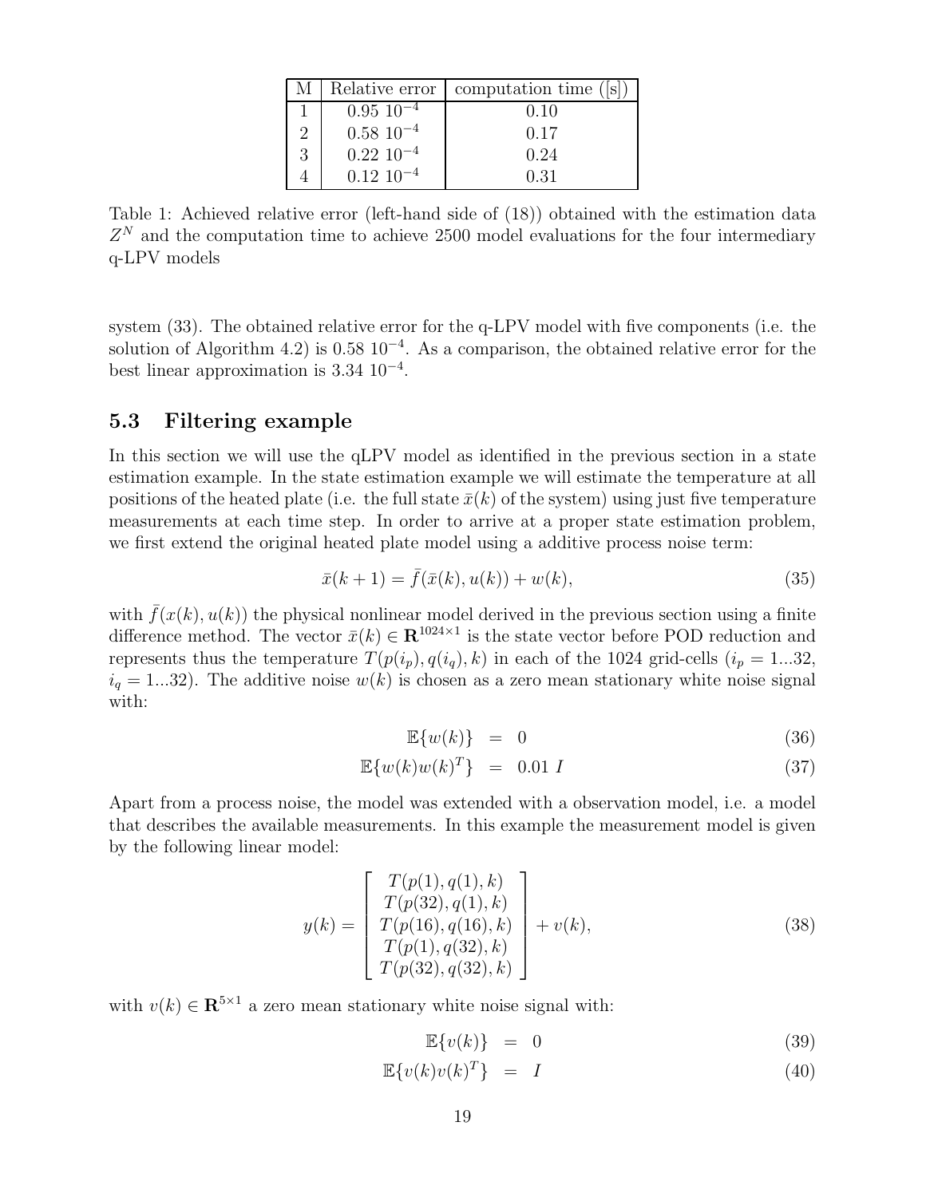| M | Relative error | computation time ([s]) |
|---|---|---|
| 1 | $0.95\ 10^{-4}$ | 0.10 |
| 2 | $0.58\ 10^{-4}$ | 0.17 |
| 3 | $0.22\ 10^{-4}$ | 0.24 |
| 4 | $0.12\ 10^{-4}$ | 0.31 |

Table 1: Achieved relative error (left-hand side of (18)) obtained with the estimation data $Z^N$ and the computation time to achieve 2500 model evaluations for the four intermediary q-LPV models

system (33). The obtained relative error for the q-LPV model with five components (i.e. the solution of Algorithm 4.2) is $0.58\ 10^{-4}$. As a comparison, the obtained relative error for the best linear approximation is $3.34\ 10^{-4}$.

### 5.3 Filtering example

In this section we will use the qLPV model as identified in the previous section in a state estimation example. In the state estimation example we will estimate the temperature at all positions of the heated plate (i.e. the full state $\bar{x}(k)$ of the system) using just five temperature measurements at each time step. In order to arrive at a proper state estimation problem, we first extend the original heated plate model using a additive process noise term:

$$\bar{x}(k+1) = \bar{f}(\bar{x}(k), u(k)) + w(k), \tag{35}$$

with $\bar{f}(x(k), u(k))$ the physical nonlinear model derived in the previous section using a finite difference method. The vector $\bar{x}(k) \in \mathbf{R}^{1024\times 1}$ is the state vector before POD reduction and represents thus the temperature $T(p(i_p), q(i_q), k)$ in each of the 1024 grid-cells ($i_p = 1...32$, $i_q = 1...32$). The additive noise $w(k)$ is chosen as a zero mean stationary white noise signal with:

$$\mathbb{E}\{w(k)\} = 0 \tag{36}$$

$$\mathbb{E}\{w(k)w(k)^T\} = 0.01\ I \tag{37}$$

Apart from a process noise, the model was extended with a observation model, i.e. a model that describes the available measurements. In this example the measurement model is given by the following linear model:

$$y(k) = \begin{bmatrix} T(p(1), q(1), k) \\ T(p(32), q(1), k) \\ T(p(16), q(16), k) \\ T(p(1), q(32), k) \\ T(p(32), q(32), k) \end{bmatrix} + v(k), \tag{38}$$

with $v(k) \in \mathbf{R}^{5\times 1}$ a zero mean stationary white noise signal with:

$$\mathbb{E}\{v(k)\} = 0 \tag{39}$$

$$\mathbb{E}\{v(k)v(k)^T\} = I \tag{40}$$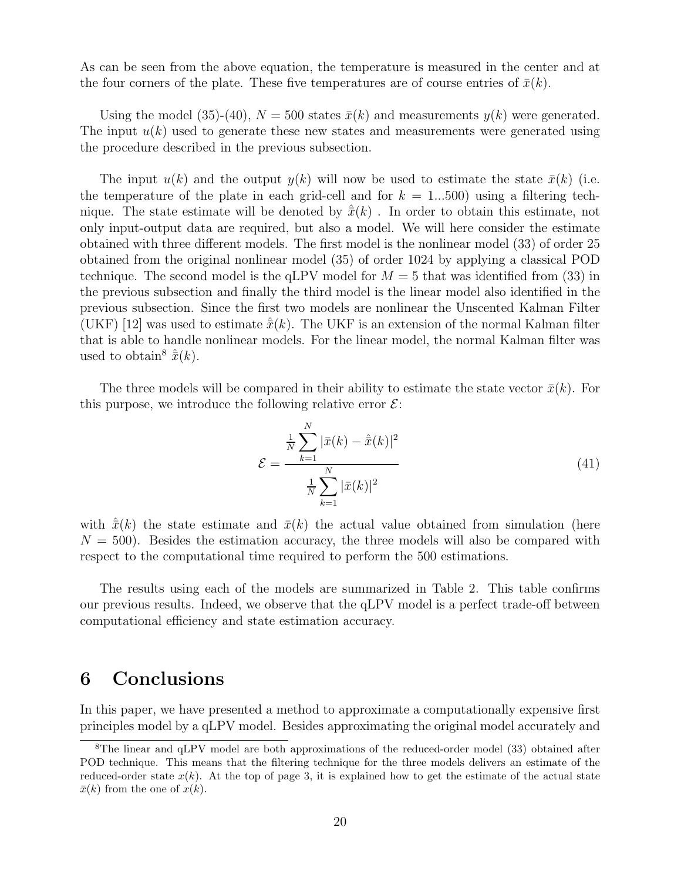As can be seen from the above equation, the temperature is measured in the center and at the four corners of the plate. These five temperatures are of course entries of $\bar{x}(k)$.

Using the model (35)-(40), $N = 500$ states $\bar{x}(k)$ and measurements $y(k)$ were generated. The input $u(k)$ used to generate these new states and measurements were generated using the procedure described in the previous subsection.

The input $u(k)$ and the output $y(k)$ will now be used to estimate the state $\bar{x}(k)$ (i.e. the temperature of the plate in each grid-cell and for $k = 1...500$) using a filtering technique. The state estimate will be denoted by $\hat{\bar{x}}(k)$ . In order to obtain this estimate, not only input-output data are required, but also a model. We will here consider the estimate obtained with three different models. The first model is the nonlinear model (33) of order 25 obtained from the original nonlinear model (35) of order 1024 by applying a classical POD technique. The second model is the qLPV model for $M = 5$ that was identified from (33) in the previous subsection and finally the third model is the linear model also identified in the previous subsection. Since the first two models are nonlinear the Unscented Kalman Filter (UKF) [12] was used to estimate $\hat{\bar{x}}(k)$. The UKF is an extension of the normal Kalman filter that is able to handle nonlinear models. For the linear model, the normal Kalman filter was used to obtain[8] $\hat{\bar{x}}(k)$.

The three models will be compared in their ability to estimate the state vector $\bar{x}(k)$. For this purpose, we introduce the following relative error $\mathcal{E}$:

$$\mathcal{E} = \frac{\frac{1}{N}\sum_{k=1}^{N} |\bar{x}(k) - \hat{\bar{x}}(k)|^2}{\frac{1}{N}\sum_{k=1}^{N} |\bar{x}(k)|^2} \tag{41}$$

with $\hat{\bar{x}}(k)$ the state estimate and $\bar{x}(k)$ the actual value obtained from simulation (here $N = 500$). Besides the estimation accuracy, the three models will also be compared with respect to the computational time required to perform the 500 estimations.

The results using each of the models are summarized in Table 2. This table confirms our previous results. Indeed, we observe that the qLPV model is a perfect trade-off between computational efficiency and state estimation accuracy.

# 6 Conclusions

In this paper, we have presented a method to approximate a computationally expensive first principles model by a qLPV model. Besides approximating the original model accurately and

[8] The linear and qLPV model are both approximations of the reduced-order model (33) obtained after POD technique. This means that the filtering technique for the three models delivers an estimate of the reduced-order state $x(k)$. At the top of page 3, it is explained how to get the estimate of the actual state $\bar{x}(k)$ from the one of $x(k)$.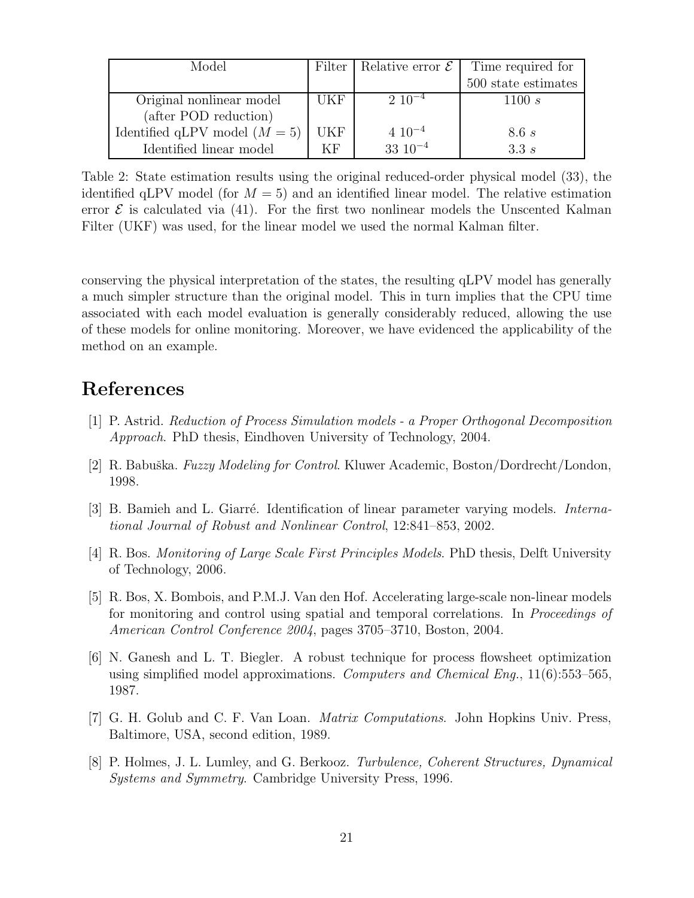| Model | Filter | Relative error $\mathcal{E}$ | Time required for 500 state estimates |
|---|---|---|---|
| Original nonlinear model (after POD reduction) | UKF | $2\ 10^{-4}$ | $1100\ s$ |
| Identified qLPV model ($M = 5$) | UKF | $4\ 10^{-4}$ | $8.6\ s$ |
| Identified linear model | KF | $33\ 10^{-4}$ | $3.3\ s$ |

Table 2: State estimation results using the original reduced-order physical model (33), the identified qLPV model (for $M = 5$) and an identified linear model. The relative estimation error $\mathcal{E}$ is calculated via (41). For the first two nonlinear models the Unscented Kalman Filter (UKF) was used, for the linear model we used the normal Kalman filter.

conserving the physical interpretation of the states, the resulting qLPV model has generally a much simpler structure than the original model. This in turn implies that the CPU time associated with each model evaluation is generally considerably reduced, allowing the use of these models for online monitoring. Moreover, we have evidenced the applicability of the method on an example.

# References

[1] P. Astrid. *Reduction of Process Simulation models - a Proper Orthogonal Decomposition Approach*. PhD thesis, Eindhoven University of Technology, 2004.

[2] R. Babuška. *Fuzzy Modeling for Control*. Kluwer Academic, Boston/Dordrecht/London, 1998.

[3] B. Bamieh and L. Giarré. Identification of linear parameter varying models. *International Journal of Robust and Nonlinear Control*, 12:841–853, 2002.

[4] R. Bos. *Monitoring of Large Scale First Principles Models*. PhD thesis, Delft University of Technology, 2006.

[5] R. Bos, X. Bombois, and P.M.J. Van den Hof. Accelerating large-scale non-linear models for monitoring and control using spatial and temporal correlations. In *Proceedings of American Control Conference 2004*, pages 3705–3710, Boston, 2004.

[6] N. Ganesh and L. T. Biegler. A robust technique for process flowsheet optimization using simplified model approximations. *Computers and Chemical Eng.*, 11(6):553–565, 1987.

[7] G. H. Golub and C. F. Van Loan. *Matrix Computations*. John Hopkins Univ. Press, Baltimore, USA, second edition, 1989.

[8] P. Holmes, J. L. Lumley, and G. Berkooz. *Turbulence, Coherent Structures, Dynamical Systems and Symmetry*. Cambridge University Press, 1996.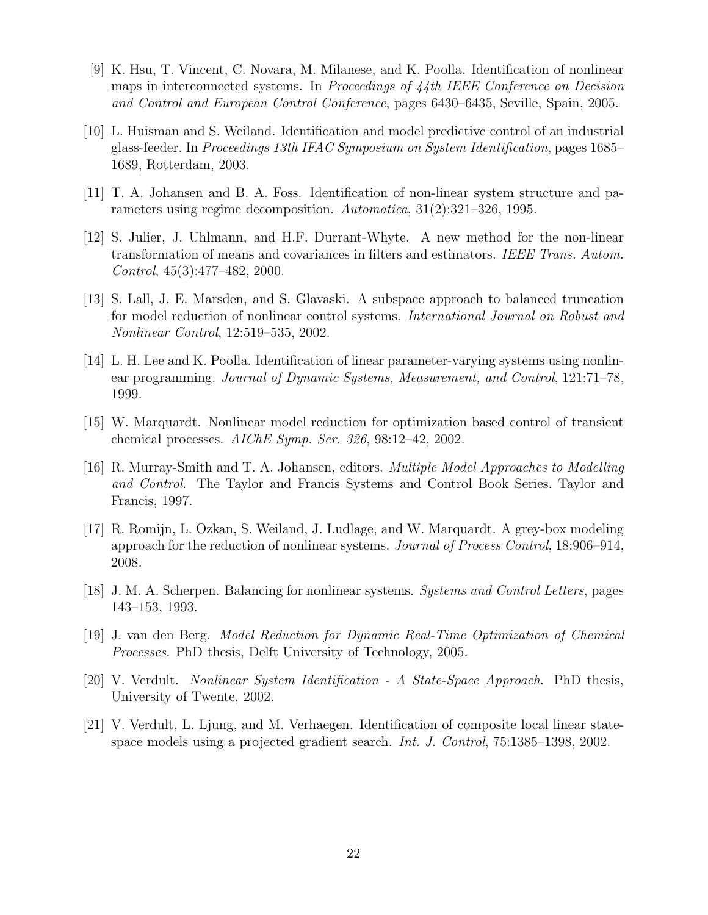[9] K. Hsu, T. Vincent, C. Novara, M. Milanese, and K. Poolla. Identification of nonlinear maps in interconnected systems. In *Proceedings of 44th IEEE Conference on Decision and Control and European Control Conference*, pages 6430–6435, Seville, Spain, 2005.

[10] L. Huisman and S. Weiland. Identification and model predictive control of an industrial glass-feeder. In *Proceedings 13th IFAC Symposium on System Identification*, pages 1685–1689, Rotterdam, 2003.

[11] T. A. Johansen and B. A. Foss. Identification of non-linear system structure and parameters using regime decomposition. *Automatica*, 31(2):321–326, 1995.

[12] S. Julier, J. Uhlmann, and H.F. Durrant-Whyte. A new method for the non-linear transformation of means and covariances in filters and estimators. *IEEE Trans. Autom. Control*, 45(3):477–482, 2000.

[13] S. Lall, J. E. Marsden, and S. Glavaski. A subspace approach to balanced truncation for model reduction of nonlinear control systems. *International Journal on Robust and Nonlinear Control*, 12:519–535, 2002.

[14] L. H. Lee and K. Poolla. Identification of linear parameter-varying systems using nonlinear programming. *Journal of Dynamic Systems, Measurement, and Control*, 121:71–78, 1999.

[15] W. Marquardt. Nonlinear model reduction for optimization based control of transient chemical processes. *AIChE Symp. Ser. 326*, 98:12–42, 2002.

[16] R. Murray-Smith and T. A. Johansen, editors. *Multiple Model Approaches to Modelling and Control*. The Taylor and Francis Systems and Control Book Series. Taylor and Francis, 1997.

[17] R. Romijn, L. Ozkan, S. Weiland, J. Ludlage, and W. Marquardt. A grey-box modeling approach for the reduction of nonlinear systems. *Journal of Process Control*, 18:906–914, 2008.

[18] J. M. A. Scherpen. Balancing for nonlinear systems. *Systems and Control Letters*, pages 143–153, 1993.

[19] J. van den Berg. *Model Reduction for Dynamic Real-Time Optimization of Chemical Processes*. PhD thesis, Delft University of Technology, 2005.

[20] V. Verdult. *Nonlinear System Identification - A State-Space Approach*. PhD thesis, University of Twente, 2002.

[21] V. Verdult, L. Ljung, and M. Verhaegen. Identification of composite local linear state-space models using a projected gradient search. *Int. J. Control*, 75:1385–1398, 2002.